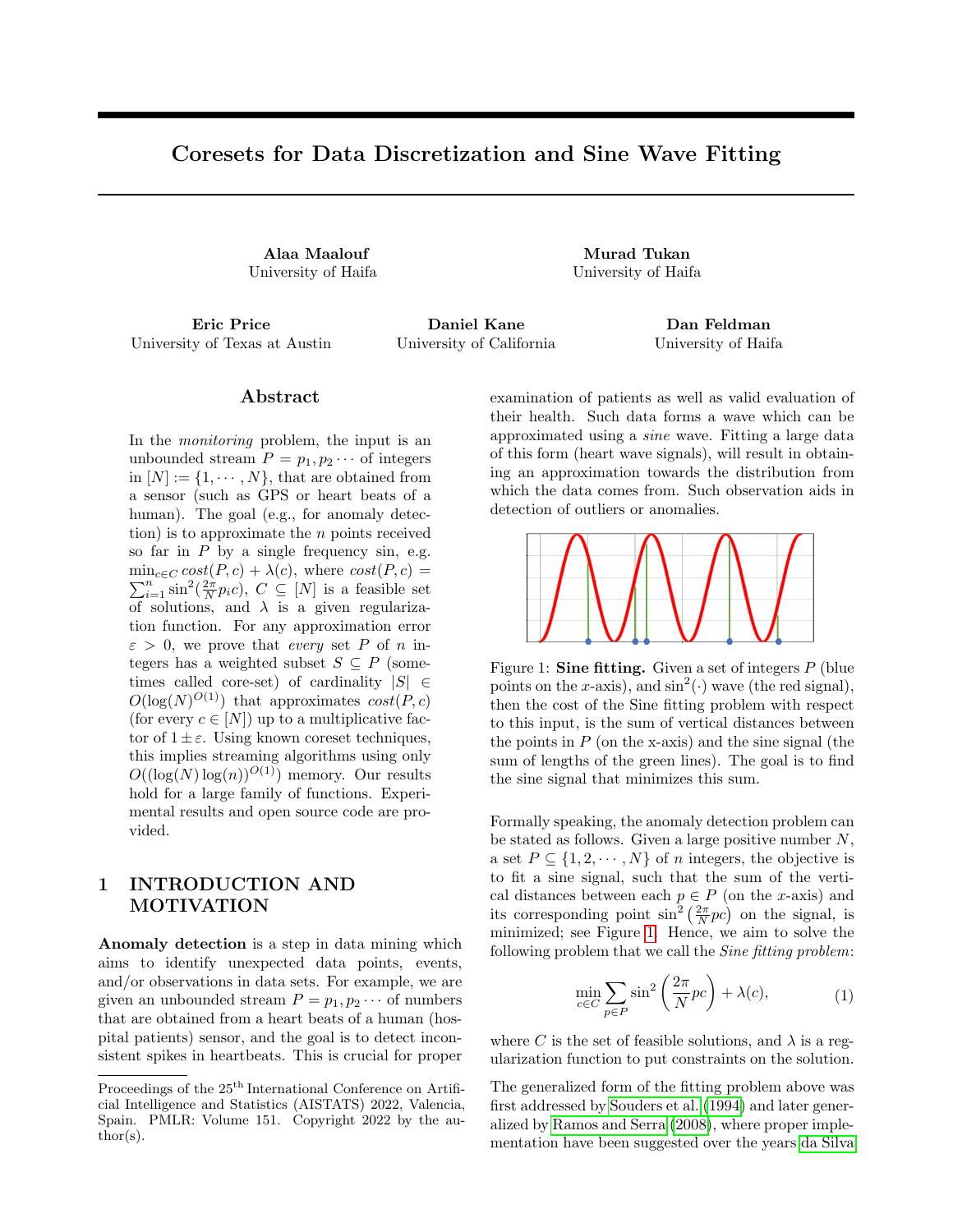# Coresets for Data Discretization and Sine Wave Fitting

**Alaa Maalouf**
University of Haifa

**Murad Tukan**
University of Haifa

**Eric Price**
University of Texas at Austin

**Daniel Kane**
University of California

**Dan Feldman**
University of Haifa

## Abstract

In the *monitoring* problem, the input is an unbounded stream $P = p_1, p_2 \cdots$ of integers in $[N] := \{1, \cdots, N\}$, that are obtained from a sensor (such as GPS or heart beats of a human). The goal (e.g., for anomaly detection) is to approximate the $n$ points received so far in $P$ by a single frequency sin, e.g. $\min_{c \in C} cost(P, c) + \lambda(c)$, where $cost(P, c) = \sum_{i=1}^{n} \sin^2(\frac{2\pi}{N} p_i c)$, $C \subseteq [N]$ is a feasible set of solutions, and $\lambda$ is a given regularization function. For any approximation error $\varepsilon > 0$, we prove that *every* set $P$ of $n$ integers has a weighted subset $S \subseteq P$ (sometimes called core-set) of cardinality $|S| \in O(\log(N)^{O(1)})$ that approximates $cost(P, c)$ (for every $c \in [N]$) up to a multiplicative factor of $1 \pm \varepsilon$. Using known coreset techniques, this implies streaming algorithms using only $O((\log(N) \log(n))^{O(1)})$ memory. Our results hold for a large family of functions. Experimental results and open source code are provided.

## 1 INTRODUCTION AND MOTIVATION

**Anomaly detection** is a step in data mining which aims to identify unexpected data points, events, and/or observations in data sets. For example, we are given an unbounded stream $P = p_1, p_2 \cdots$ of numbers that are obtained from a heart beats of a human (hospital patients) sensor, and the goal is to detect inconsistent spikes in heartbeats. This is crucial for proper examination of patients as well as valid evaluation of their health. Such data forms a wave which can be approximated using a *sine* wave. Fitting a large data of this form (heart wave signals), will result in obtaining an approximation towards the distribution from which the data comes from. Such observation aids in detection of outliers or anomalies.

Figure 1: **Sine fitting.** Given a set of integers $P$ (blue points on the $x$-axis), and $\sin^2(\cdot)$ wave (the red signal), then the cost of the Sine fitting problem with respect to this input, is the sum of vertical distances between the points in $P$ (on the x-axis) and the sine signal (the sum of lengths of the green lines). The goal is to find the sine signal that minimizes this sum.

Formally speaking, the anomaly detection problem can be stated as follows. Given a large positive number $N$, a set $P \subseteq \{1, 2, \cdots, N\}$ of $n$ integers, the objective is to fit a sine signal, such that the sum of the vertical distances between each $p \in P$ (on the $x$-axis) and its corresponding point $\sin^2\left(\frac{2\pi}{N} pc\right)$ on the signal, is minimized; see Figure 1. Hence, we aim to solve the following problem that we call the *Sine fitting problem*:

$$\min_{c \in C} \sum_{p \in P} \sin^2\left(\frac{2\pi}{N} pc\right) + \lambda(c), \tag{1}$$

where $C$ is the set of feasible solutions, and $\lambda$ is a regularization function to put constraints on the solution.

The generalized form of the fitting problem above was first addressed by Souders et al. (1994) and later generalized by Ramos and Serra (2008), where proper implementation have been suggested over the years da Silva

Proceedings of the 25[th] International Conference on Artificial Intelligence and Statistics (AISTATS) 2022, Valencia, Spain. PMLR: Volume 151. Copyright 2022 by the author(s).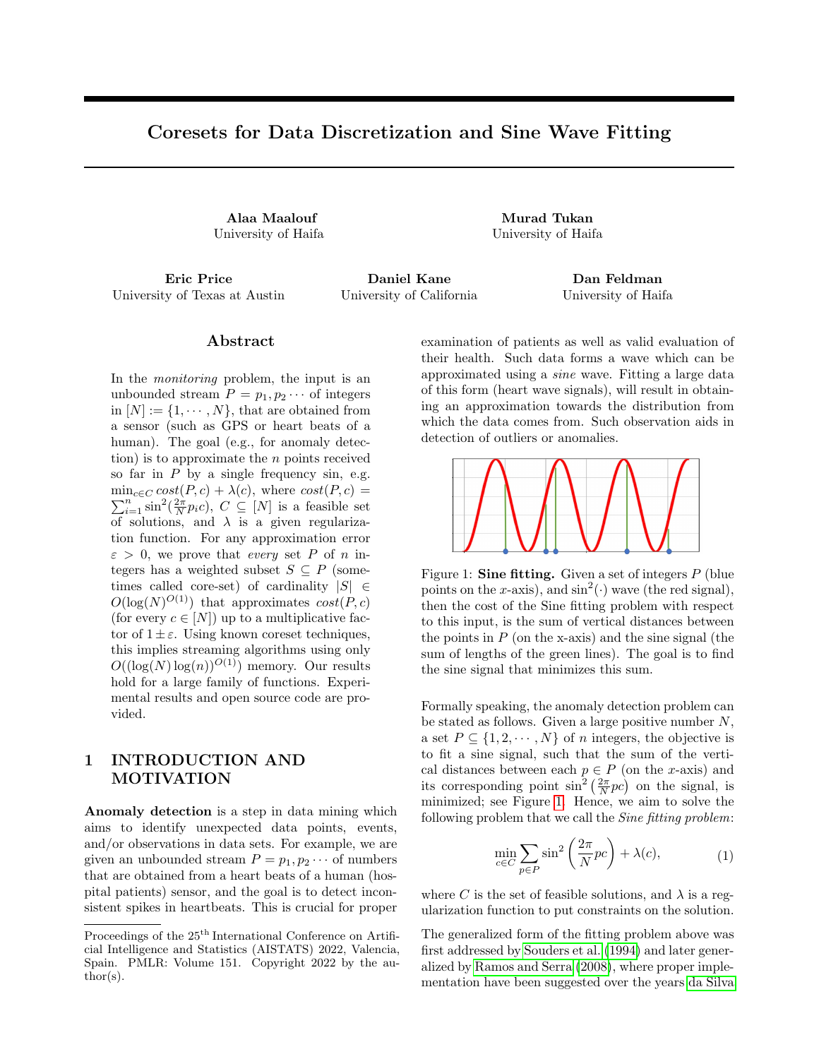# Coresets for Data Discretization and Sine Wave Fitting

**Alaa Maalouf**
University of Haifa

**Murad Tukan**
University of Haifa

**Eric Price**
University of Texas at Austin

**Daniel Kane**
University of California

**Dan Feldman**
University of Haifa

## Abstract

In the *monitoring* problem, the input is an unbounded stream $P = p_1, p_2 \cdots$ of integers in $[N] := \{1, \cdots, N\}$, that are obtained from a sensor (such as GPS or heart beats of a human). The goal (e.g., for anomaly detection) is to approximate the $n$ points received so far in $P$ by a single frequency sin, e.g. $\min_{c \in C} cost(P, c) + \lambda(c)$, where $cost(P, c) = \sum_{i=1}^{n} \sin^2(\frac{2\pi}{N} p_i c)$, $C \subseteq [N]$ is a feasible set of solutions, and $\lambda$ is a given regularization function. For any approximation error $\varepsilon > 0$, we prove that *every* set $P$ of $n$ integers has a weighted subset $S \subseteq P$ (sometimes called core-set) of cardinality $|S| \in O(\log(N)^{O(1)})$ that approximates $cost(P, c)$ (for every $c \in [N]$) up to a multiplicative factor of $1 \pm \varepsilon$. Using known coreset techniques, this implies streaming algorithms using only $O((\log(N) \log(n))^{O(1)})$ memory. Our results hold for a large family of functions. Experimental results and open source code are provided.

## 1 INTRODUCTION AND MOTIVATION

**Anomaly detection** is a step in data mining which aims to identify unexpected data points, events, and/or observations in data sets. For example, we are given an unbounded stream $P = p_1, p_2 \cdots$ of numbers that are obtained from a heart beats of a human (hospital patients) sensor, and the goal is to detect inconsistent spikes in heartbeats. This is crucial for proper examination of patients as well as valid evaluation of their health. Such data forms a wave which can be approximated using a *sine* wave. Fitting a large data of this form (heart wave signals), will result in obtaining an approximation towards the distribution from which the data comes from. Such observation aids in detection of outliers or anomalies.

Figure 1: **Sine fitting.** Given a set of integers $P$ (blue points on the $x$-axis), and $\sin^2(\cdot)$ wave (the red signal), then the cost of the Sine fitting problem with respect to this input, is the sum of vertical distances between the points in $P$ (on the x-axis) and the sine signal (the sum of lengths of the green lines). The goal is to find the sine signal that minimizes this sum.

Formally speaking, the anomaly detection problem can be stated as follows. Given a large positive number $N$, a set $P \subseteq \{1, 2, \cdots, N\}$ of $n$ integers, the objective is to fit a sine signal, such that the sum of the vertical distances between each $p \in P$ (on the $x$-axis) and its corresponding point $\sin^2\left(\frac{2\pi}{N} pc\right)$ on the signal, is minimized; see Figure 1. Hence, we aim to solve the following problem that we call the *Sine fitting problem*:

$$\min_{c \in C} \sum_{p \in P} \sin^2\left(\frac{2\pi}{N} pc\right) + \lambda(c), \tag{1}$$

where $C$ is the set of feasible solutions, and $\lambda$ is a regularization function to put constraints on the solution.

The generalized form of the fitting problem above was first addressed by Souders et al. (1994) and later generalized by Ramos and Serra (2008), where proper implementation have been suggested over the years da Silva

Proceedings of the 25[th] International Conference on Artificial Intelligence and Statistics (AISTATS) 2022, Valencia, Spain. PMLR: Volume 151. Copyright 2022 by the author(s).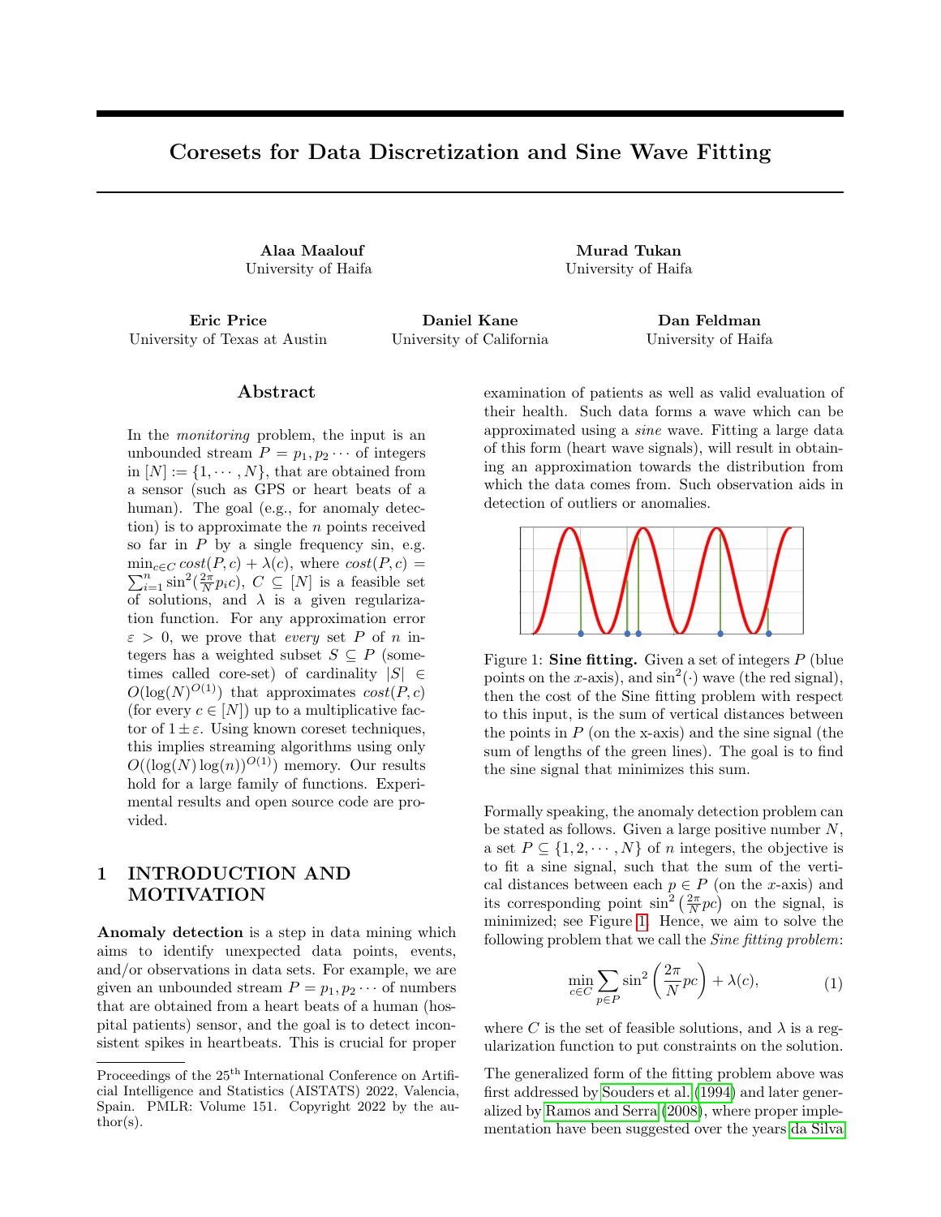# Coresets for Data Discretization and Sine Wave Fitting

**Alaa Maalouf**
University of Haifa

**Murad Tukan**
University of Haifa

**Eric Price**
University of Texas at Austin

**Daniel Kane**
University of California

**Dan Feldman**
University of Haifa

## Abstract

In the *monitoring* problem, the input is an unbounded stream $P = p_1, p_2 \cdots$ of integers in $[N] := \{1, \cdots, N\}$, that are obtained from a sensor (such as GPS or heart beats of a human). The goal (e.g., for anomaly detection) is to approximate the $n$ points received so far in $P$ by a single frequency sin, e.g. $\min_{c \in C} cost(P, c) + \lambda(c)$, where $cost(P, c) = \sum_{i=1}^{n} \sin^2(\frac{2\pi}{N} p_i c)$, $C \subseteq [N]$ is a feasible set of solutions, and $\lambda$ is a given regularization function. For any approximation error $\varepsilon > 0$, we prove that *every* set $P$ of $n$ integers has a weighted subset $S \subseteq P$ (sometimes called core-set) of cardinality $|S| \in O(\log(N)^{O(1)})$ that approximates $cost(P, c)$ (for every $c \in [N]$) up to a multiplicative factor of $1 \pm \varepsilon$. Using known coreset techniques, this implies streaming algorithms using only $O((\log(N) \log(n))^{O(1)})$ memory. Our results hold for a large family of functions. Experimental results and open source code are provided.

## 1 INTRODUCTION AND MOTIVATION

**Anomaly detection** is a step in data mining which aims to identify unexpected data points, events, and/or observations in data sets. For example, we are given an unbounded stream $P = p_1, p_2 \cdots$ of numbers that are obtained from a heart beats of a human (hospital patients) sensor, and the goal is to detect inconsistent spikes in heartbeats. This is crucial for proper examination of patients as well as valid evaluation of their health. Such data forms a wave which can be approximated using a *sine* wave. Fitting a large data of this form (heart wave signals), will result in obtaining an approximation towards the distribution from which the data comes from. Such observation aids in detection of outliers or anomalies.

Figure 1: **Sine fitting.** Given a set of integers $P$ (blue points on the $x$-axis), and $\sin^2(\cdot)$ wave (the red signal), then the cost of the Sine fitting problem with respect to this input, is the sum of vertical distances between the points in $P$ (on the x-axis) and the sine signal (the sum of lengths of the green lines). The goal is to find the sine signal that minimizes this sum.

Formally speaking, the anomaly detection problem can be stated as follows. Given a large positive number $N$, a set $P \subseteq \{1, 2, \cdots, N\}$ of $n$ integers, the objective is to fit a sine signal, such that the sum of the vertical distances between each $p \in P$ (on the $x$-axis) and its corresponding point $\sin^2\left(\frac{2\pi}{N} pc\right)$ on the signal, is minimized; see Figure 1. Hence, we aim to solve the following problem that we call the *Sine fitting problem*:

$$\min_{c \in C} \sum_{p \in P} \sin^2\left(\frac{2\pi}{N} pc\right) + \lambda(c), \tag{1}$$

where $C$ is the set of feasible solutions, and $\lambda$ is a regularization function to put constraints on the solution.

The generalized form of the fitting problem above was first addressed by Souders et al. (1994) and later generalized by Ramos and Serra (2008), where proper implementation have been suggested over the years da Silva

Proceedings of the 25[th] International Conference on Artificial Intelligence and Statistics (AISTATS) 2022, Valencia, Spain. PMLR: Volume 151. Copyright 2022 by the author(s).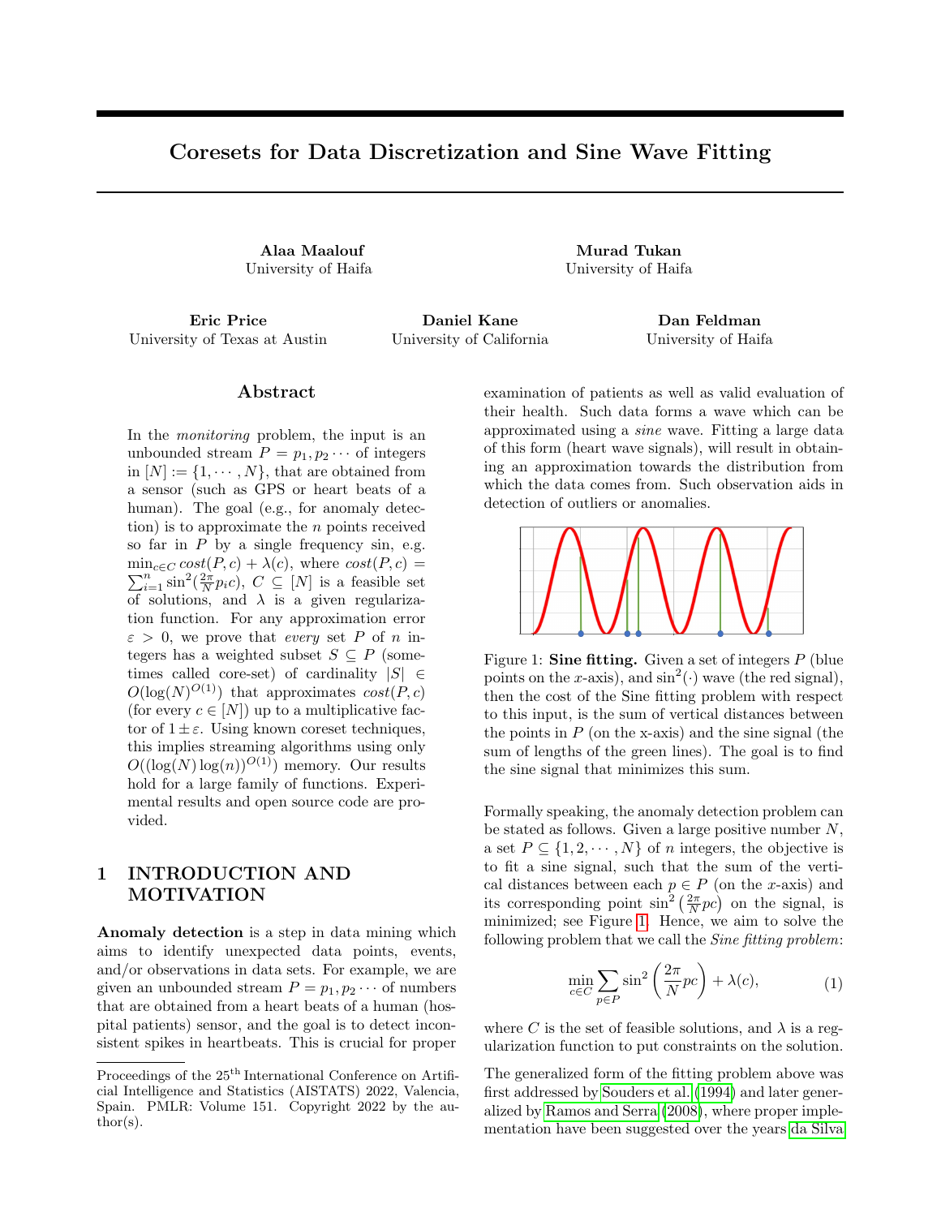# Coresets for Data Discretization and Sine Wave Fitting

**Alaa Maalouf**
University of Haifa

**Murad Tukan**
University of Haifa

**Eric Price**
University of Texas at Austin

**Daniel Kane**
University of California

**Dan Feldman**
University of Haifa

## Abstract

In the *monitoring* problem, the input is an unbounded stream $P = p_1, p_2 \cdots$ of integers in $[N] := \{1, \cdots, N\}$, that are obtained from a sensor (such as GPS or heart beats of a human). The goal (e.g., for anomaly detection) is to approximate the $n$ points received so far in $P$ by a single frequency sin, e.g. $\min_{c \in C} cost(P, c) + \lambda(c)$, where $cost(P, c) = \sum_{i=1}^{n} \sin^2(\frac{2\pi}{N} p_i c)$, $C \subseteq [N]$ is a feasible set of solutions, and $\lambda$ is a given regularization function. For any approximation error $\varepsilon > 0$, we prove that *every* set $P$ of $n$ integers has a weighted subset $S \subseteq P$ (sometimes called core-set) of cardinality $|S| \in O(\log(N)^{O(1)})$ that approximates $cost(P, c)$ (for every $c \in [N]$) up to a multiplicative factor of $1 \pm \varepsilon$. Using known coreset techniques, this implies streaming algorithms using only $O((\log(N) \log(n))^{O(1)})$ memory. Our results hold for a large family of functions. Experimental results and open source code are provided.

## 1 INTRODUCTION AND MOTIVATION

**Anomaly detection** is a step in data mining which aims to identify unexpected data points, events, and/or observations in data sets. For example, we are given an unbounded stream $P = p_1, p_2 \cdots$ of numbers that are obtained from a heart beats of a human (hospital patients) sensor, and the goal is to detect inconsistent spikes in heartbeats. This is crucial for proper examination of patients as well as valid evaluation of their health. Such data forms a wave which can be approximated using a *sine* wave. Fitting a large data of this form (heart wave signals), will result in obtaining an approximation towards the distribution from which the data comes from. Such observation aids in detection of outliers or anomalies.

Figure 1: **Sine fitting.** Given a set of integers $P$ (blue points on the $x$-axis), and $\sin^2(\cdot)$ wave (the red signal), then the cost of the Sine fitting problem with respect to this input, is the sum of vertical distances between the points in $P$ (on the x-axis) and the sine signal (the sum of lengths of the green lines). The goal is to find the sine signal that minimizes this sum.

Formally speaking, the anomaly detection problem can be stated as follows. Given a large positive number $N$, a set $P \subseteq \{1, 2, \cdots, N\}$ of $n$ integers, the objective is to fit a sine signal, such that the sum of the vertical distances between each $p \in P$ (on the $x$-axis) and its corresponding point $\sin^2\left(\frac{2\pi}{N} pc\right)$ on the signal, is minimized; see Figure 1. Hence, we aim to solve the following problem that we call the *Sine fitting problem*:

$$\min_{c \in C} \sum_{p \in P} \sin^2\left(\frac{2\pi}{N} pc\right) + \lambda(c), \tag{1}$$

where $C$ is the set of feasible solutions, and $\lambda$ is a regularization function to put constraints on the solution.

The generalized form of the fitting problem above was first addressed by Souders et al. (1994) and later generalized by Ramos and Serra (2008), where proper implementation have been suggested over the years da Silva

Proceedings of the 25[th] International Conference on Artificial Intelligence and Statistics (AISTATS) 2022, Valencia, Spain. PMLR: Volume 151. Copyright 2022 by the author(s).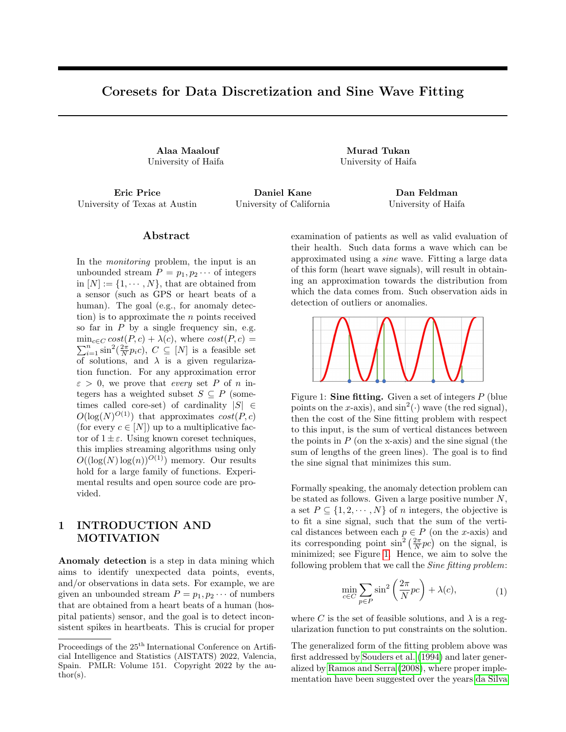# Coresets for Data Discretization and Sine Wave Fitting

**Alaa Maalouf**
University of Haifa

**Murad Tukan**
University of Haifa

**Eric Price**
University of Texas at Austin

**Daniel Kane**
University of California

**Dan Feldman**
University of Haifa

## Abstract

In the *monitoring* problem, the input is an unbounded stream $P = p_1, p_2 \cdots$ of integers in $[N] := \{1, \cdots, N\}$, that are obtained from a sensor (such as GPS or heart beats of a human). The goal (e.g., for anomaly detection) is to approximate the $n$ points received so far in $P$ by a single frequency sin, e.g. $\min_{c \in C} cost(P, c) + \lambda(c)$, where $cost(P, c) = \sum_{i=1}^{n} \sin^2(\frac{2\pi}{N} p_i c)$, $C \subseteq [N]$ is a feasible set of solutions, and $\lambda$ is a given regularization function. For any approximation error $\varepsilon > 0$, we prove that *every* set $P$ of $n$ integers has a weighted subset $S \subseteq P$ (sometimes called core-set) of cardinality $|S| \in O(\log(N)^{O(1)})$ that approximates $cost(P, c)$ (for every $c \in [N]$) up to a multiplicative factor of $1 \pm \varepsilon$. Using known coreset techniques, this implies streaming algorithms using only $O((\log(N)\log(n))^{O(1)})$ memory. Our results hold for a large family of functions. Experimental results and open source code are provided.

## 1 INTRODUCTION AND MOTIVATION

**Anomaly detection** is a step in data mining which aims to identify unexpected data points, events, and/or observations in data sets. For example, we are given an unbounded stream $P = p_1, p_2 \cdots$ of numbers that are obtained from a heart beats of a human (hospital patients) sensor, and the goal is to detect inconsistent spikes in heartbeats. This is crucial for proper examination of patients as well as valid evaluation of their health. Such data forms a wave which can be approximated using a *sine* wave. Fitting a large data of this form (heart wave signals), will result in obtaining an approximation towards the distribution from which the data comes from. Such observation aids in detection of outliers or anomalies.

Figure 1: **Sine fitting.** Given a set of integers $P$ (blue points on the $x$-axis), and $\sin^2(\cdot)$ wave (the red signal), then the cost of the Sine fitting problem with respect to this input, is the sum of vertical distances between the points in $P$ (on the x-axis) and the sine signal (the sum of lengths of the green lines). The goal is to find the sine signal that minimizes this sum.

Formally speaking, the anomaly detection problem can be stated as follows. Given a large positive number $N$, a set $P \subseteq \{1, 2, \cdots, N\}$ of $n$ integers, the objective is to fit a sine signal, such that the sum of the vertical distances between each $p \in P$ (on the $x$-axis) and its corresponding point $\sin^2\left(\frac{2\pi}{N} pc\right)$ on the signal, is minimized; see Figure 1. Hence, we aim to solve the following problem that we call the *Sine fitting problem*:

$$\min_{c \in C} \sum_{p \in P} \sin^2\left(\frac{2\pi}{N} pc\right) + \lambda(c), \tag{1}$$

where $C$ is the set of feasible solutions, and $\lambda$ is a regularization function to put constraints on the solution.

The generalized form of the fitting problem above was first addressed by Souders et al. (1994) and later generalized by Ramos and Serra (2008), where proper implementation have been suggested over the years da Silva

Proceedings of the 25[th] International Conference on Artificial Intelligence and Statistics (AISTATS) 2022, Valencia, Spain. PMLR: Volume 151. Copyright 2022 by the author(s).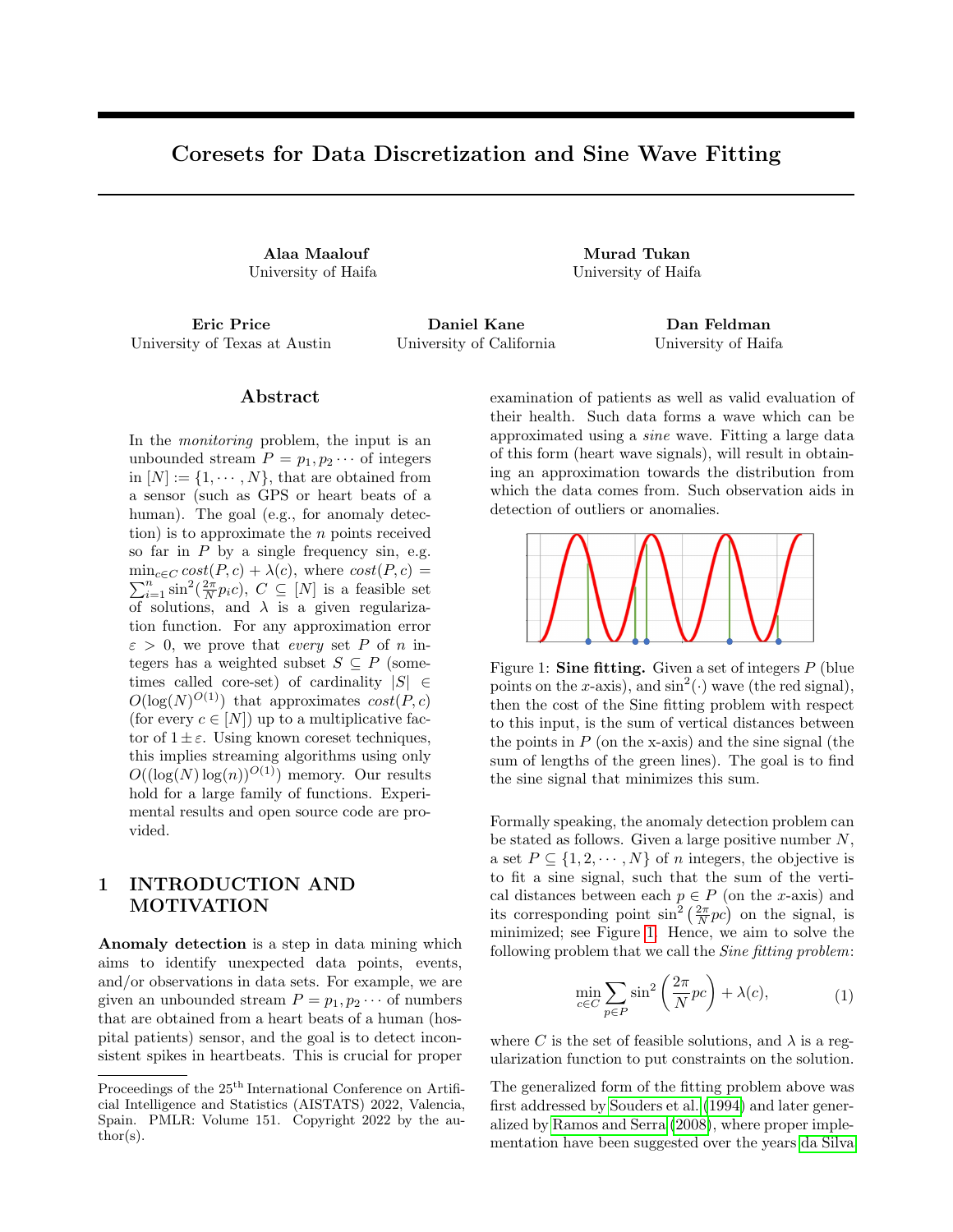# Coresets for Data Discretization and Sine Wave Fitting

**Alaa Maalouf**
University of Haifa

**Murad Tukan**
University of Haifa

**Eric Price**
University of Texas at Austin

**Daniel Kane**
University of California

**Dan Feldman**
University of Haifa

## Abstract

In the *monitoring* problem, the input is an unbounded stream $P = p_1, p_2 \cdots$ of integers in $[N] := \{1, \cdots, N\}$, that are obtained from a sensor (such as GPS or heart beats of a human). The goal (e.g., for anomaly detection) is to approximate the $n$ points received so far in $P$ by a single frequency sin, e.g. $\min_{c \in C} cost(P, c) + \lambda(c)$, where $cost(P, c) = \sum_{i=1}^{n} \sin^2(\frac{2\pi}{N} p_i c)$, $C \subseteq [N]$ is a feasible set of solutions, and $\lambda$ is a given regularization function. For any approximation error $\varepsilon > 0$, we prove that *every* set $P$ of $n$ integers has a weighted subset $S \subseteq P$ (sometimes called core-set) of cardinality $|S| \in O(\log(N)^{O(1)})$ that approximates $cost(P, c)$ (for every $c \in [N]$) up to a multiplicative factor of $1 \pm \varepsilon$. Using known coreset techniques, this implies streaming algorithms using only $O((\log(N) \log(n))^{O(1)})$ memory. Our results hold for a large family of functions. Experimental results and open source code are provided.

## 1 INTRODUCTION AND MOTIVATION

**Anomaly detection** is a step in data mining which aims to identify unexpected data points, events, and/or observations in data sets. For example, we are given an unbounded stream $P = p_1, p_2 \cdots$ of numbers that are obtained from a heart beats of a human (hospital patients) sensor, and the goal is to detect inconsistent spikes in heartbeats. This is crucial for proper examination of patients as well as valid evaluation of their health. Such data forms a wave which can be approximated using a *sine* wave. Fitting a large data of this form (heart wave signals), will result in obtaining an approximation towards the distribution from which the data comes from. Such observation aids in detection of outliers or anomalies.

Figure 1: **Sine fitting.** Given a set of integers $P$ (blue points on the $x$-axis), and $\sin^2(\cdot)$ wave (the red signal), then the cost of the Sine fitting problem with respect to this input, is the sum of vertical distances between the points in $P$ (on the x-axis) and the sine signal (the sum of lengths of the green lines). The goal is to find the sine signal that minimizes this sum.

Formally speaking, the anomaly detection problem can be stated as follows. Given a large positive number $N$, a set $P \subseteq \{1, 2, \cdots, N\}$ of $n$ integers, the objective is to fit a sine signal, such that the sum of the vertical distances between each $p \in P$ (on the $x$-axis) and its corresponding point $\sin^2\left(\frac{2\pi}{N} pc\right)$ on the signal, is minimized; see Figure 1. Hence, we aim to solve the following problem that we call the *Sine fitting problem*:

$$\min_{c \in C} \sum_{p \in P} \sin^2\left(\frac{2\pi}{N} pc\right) + \lambda(c), \tag{1}$$

where $C$ is the set of feasible solutions, and $\lambda$ is a regularization function to put constraints on the solution.

The generalized form of the fitting problem above was first addressed by Souders et al. (1994) and later generalized by Ramos and Serra (2008), where proper implementation have been suggested over the years da Silva

Proceedings of the 25[th] International Conference on Artificial Intelligence and Statistics (AISTATS) 2022, Valencia, Spain. PMLR: Volume 151. Copyright 2022 by the author(s).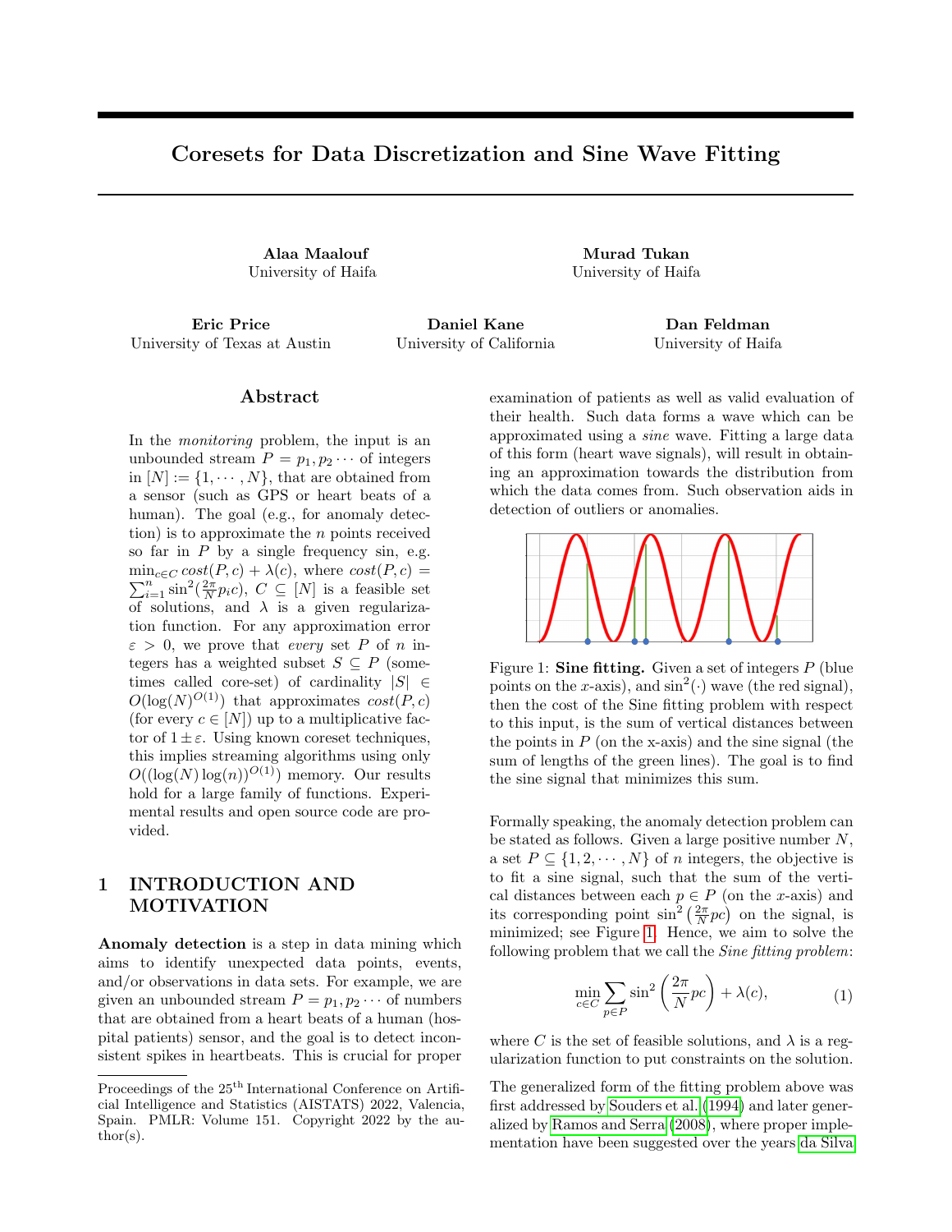# Coresets for Data Discretization and Sine Wave Fitting

**Alaa Maalouf**
University of Haifa

**Murad Tukan**
University of Haifa

**Eric Price**
University of Texas at Austin

**Daniel Kane**
University of California

**Dan Feldman**
University of Haifa

## Abstract

In the *monitoring* problem, the input is an unbounded stream $P = p_1, p_2 \cdots$ of integers in $[N] := \{1, \cdots, N\}$, that are obtained from a sensor (such as GPS or heart beats of a human). The goal (e.g., for anomaly detection) is to approximate the $n$ points received so far in $P$ by a single frequency sin, e.g. $\min_{c \in C} cost(P, c) + \lambda(c)$, where $cost(P, c) = \sum_{i=1}^{n} \sin^2(\frac{2\pi}{N} p_i c)$, $C \subseteq [N]$ is a feasible set of solutions, and $\lambda$ is a given regularization function. For any approximation error $\varepsilon > 0$, we prove that *every* set $P$ of $n$ integers has a weighted subset $S \subseteq P$ (sometimes called core-set) of cardinality $|S| \in O(\log(N)^{O(1)})$ that approximates $cost(P, c)$ (for every $c \in [N]$) up to a multiplicative factor of $1 \pm \varepsilon$. Using known coreset techniques, this implies streaming algorithms using only $O((\log(N) \log(n))^{O(1)})$ memory. Our results hold for a large family of functions. Experimental results and open source code are provided.

## 1 INTRODUCTION AND MOTIVATION

**Anomaly detection** is a step in data mining which aims to identify unexpected data points, events, and/or observations in data sets. For example, we are given an unbounded stream $P = p_1, p_2 \cdots$ of numbers that are obtained from a heart beats of a human (hospital patients) sensor, and the goal is to detect inconsistent spikes in heartbeats. This is crucial for proper examination of patients as well as valid evaluation of their health. Such data forms a wave which can be approximated using a *sine* wave. Fitting a large data of this form (heart wave signals), will result in obtaining an approximation towards the distribution from which the data comes from. Such observation aids in detection of outliers or anomalies.

Figure 1: **Sine fitting.** Given a set of integers $P$ (blue points on the $x$-axis), and $\sin^2(\cdot)$ wave (the red signal), then the cost of the Sine fitting problem with respect to this input, is the sum of vertical distances between the points in $P$ (on the x-axis) and the sine signal (the sum of lengths of the green lines). The goal is to find the sine signal that minimizes this sum.

Formally speaking, the anomaly detection problem can be stated as follows. Given a large positive number $N$, a set $P \subseteq \{1, 2, \cdots, N\}$ of $n$ integers, the objective is to fit a sine signal, such that the sum of the vertical distances between each $p \in P$ (on the $x$-axis) and its corresponding point $\sin^2\left(\frac{2\pi}{N} pc\right)$ on the signal, is minimized; see Figure 1. Hence, we aim to solve the following problem that we call the *Sine fitting problem*:

$$\min_{c \in C} \sum_{p \in P} \sin^2\left(\frac{2\pi}{N} pc\right) + \lambda(c), \tag{1}$$

where $C$ is the set of feasible solutions, and $\lambda$ is a regularization function to put constraints on the solution.

The generalized form of the fitting problem above was first addressed by Souders et al. (1994) and later generalized by Ramos and Serra (2008), where proper implementation have been suggested over the years da Silva

Proceedings of the 25[th] International Conference on Artificial Intelligence and Statistics (AISTATS) 2022, Valencia, Spain. PMLR: Volume 151. Copyright 2022 by the author(s).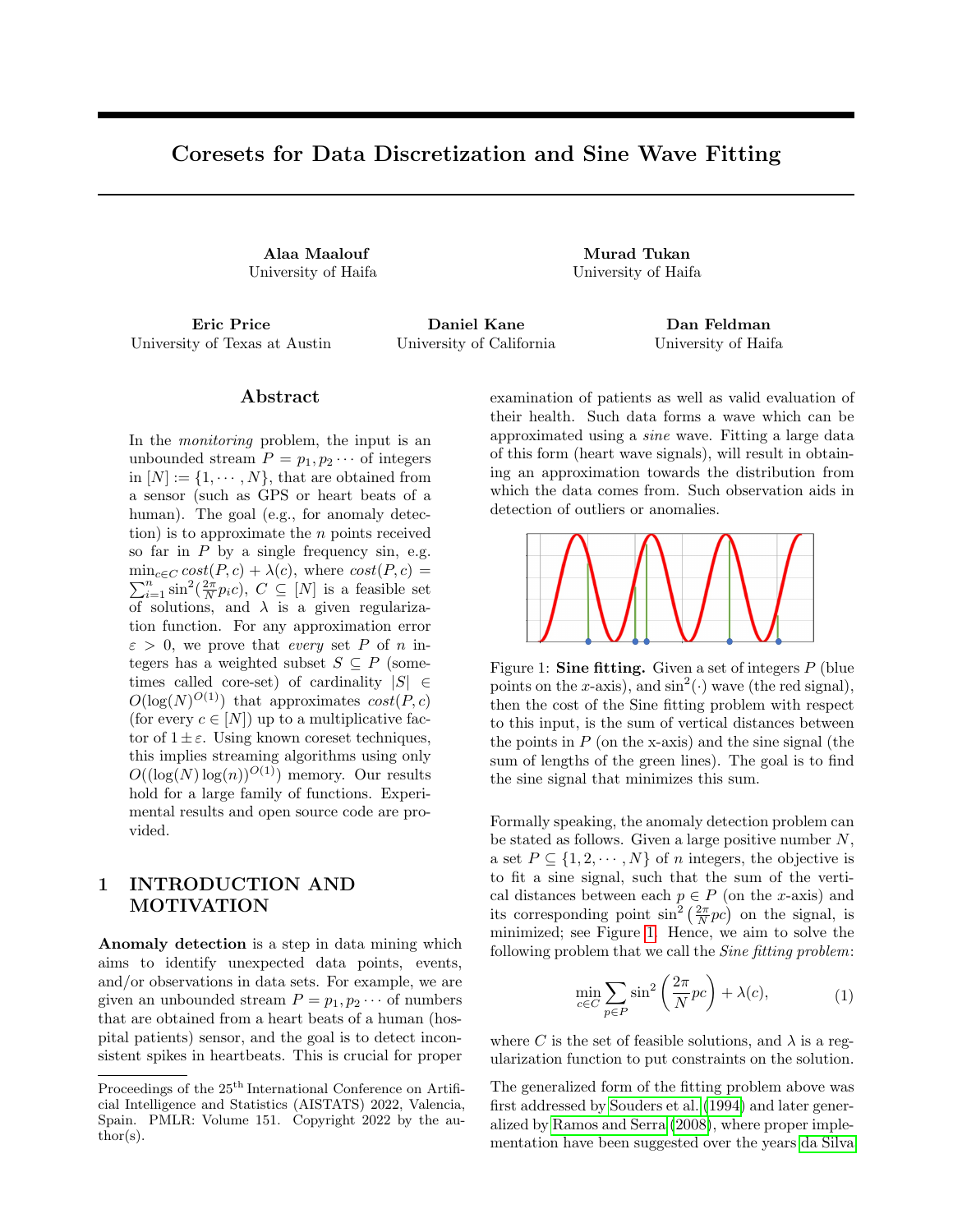# Coresets for Data Discretization and Sine Wave Fitting

**Alaa Maalouf**
University of Haifa

**Murad Tukan**
University of Haifa

**Eric Price**
University of Texas at Austin

**Daniel Kane**
University of California

**Dan Feldman**
University of Haifa

## Abstract

In the *monitoring* problem, the input is an unbounded stream $P = p_1, p_2 \cdots$ of integers in $[N] := \{1, \cdots, N\}$, that are obtained from a sensor (such as GPS or heart beats of a human). The goal (e.g., for anomaly detection) is to approximate the $n$ points received so far in $P$ by a single frequency sin, e.g. $\min_{c \in C} cost(P, c) + \lambda(c)$, where $cost(P, c) = \sum_{i=1}^{n} \sin^2(\frac{2\pi}{N} p_i c)$, $C \subseteq [N]$ is a feasible set of solutions, and $\lambda$ is a given regularization function. For any approximation error $\varepsilon > 0$, we prove that *every* set $P$ of $n$ integers has a weighted subset $S \subseteq P$ (sometimes called core-set) of cardinality $|S| \in O(\log(N)^{O(1)})$ that approximates $cost(P, c)$ (for every $c \in [N]$) up to a multiplicative factor of $1 \pm \varepsilon$. Using known coreset techniques, this implies streaming algorithms using only $O((\log(N) \log(n))^{O(1)})$ memory. Our results hold for a large family of functions. Experimental results and open source code are provided.

## 1 INTRODUCTION AND MOTIVATION

**Anomaly detection** is a step in data mining which aims to identify unexpected data points, events, and/or observations in data sets. For example, we are given an unbounded stream $P = p_1, p_2 \cdots$ of numbers that are obtained from a heart beats of a human (hospital patients) sensor, and the goal is to detect inconsistent spikes in heartbeats. This is crucial for proper examination of patients as well as valid evaluation of their health. Such data forms a wave which can be approximated using a *sine* wave. Fitting a large data of this form (heart wave signals), will result in obtaining an approximation towards the distribution from which the data comes from. Such observation aids in detection of outliers or anomalies.

Figure 1: **Sine fitting.** Given a set of integers $P$ (blue points on the $x$-axis), and $\sin^2(\cdot)$ wave (the red signal), then the cost of the Sine fitting problem with respect to this input, is the sum of vertical distances between the points in $P$ (on the x-axis) and the sine signal (the sum of lengths of the green lines). The goal is to find the sine signal that minimizes this sum.

Formally speaking, the anomaly detection problem can be stated as follows. Given a large positive number $N$, a set $P \subseteq \{1, 2, \cdots, N\}$ of $n$ integers, the objective is to fit a sine signal, such that the sum of the vertical distances between each $p \in P$ (on the $x$-axis) and its corresponding point $\sin^2\left(\frac{2\pi}{N} pc\right)$ on the signal, is minimized; see Figure 1. Hence, we aim to solve the following problem that we call the *Sine fitting problem*:

$$\min_{c \in C} \sum_{p \in P} \sin^2\left(\frac{2\pi}{N} pc\right) + \lambda(c), \tag{1}$$

where $C$ is the set of feasible solutions, and $\lambda$ is a regularization function to put constraints on the solution.

The generalized form of the fitting problem above was first addressed by Souders et al. (1994) and later generalized by Ramos and Serra (2008), where proper implementation have been suggested over the years da Silva

---

Proceedings of the 25[th] International Conference on Artificial Intelligence and Statistics (AISTATS) 2022, Valencia, Spain. PMLR: Volume 151. Copyright 2022 by the author(s).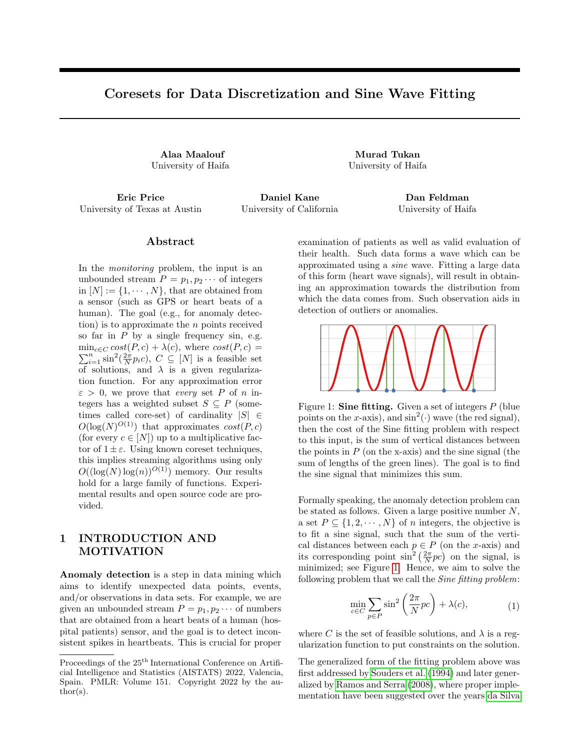# Coresets for Data Discretization and Sine Wave Fitting

**Alaa Maalouf**
University of Haifa

**Murad Tukan**
University of Haifa

**Eric Price**
University of Texas at Austin

**Daniel Kane**
University of California

**Dan Feldman**
University of Haifa

## Abstract

In the *monitoring* problem, the input is an unbounded stream $P = p_1, p_2 \cdots$ of integers in $[N] := \{1, \cdots, N\}$, that are obtained from a sensor (such as GPS or heart beats of a human). The goal (e.g., for anomaly detection) is to approximate the $n$ points received so far in $P$ by a single frequency sin, e.g. $\min_{c \in C} cost(P, c) + \lambda(c)$, where $cost(P, c) = \sum_{i=1}^{n} \sin^2(\frac{2\pi}{N} p_i c)$, $C \subseteq [N]$ is a feasible set of solutions, and $\lambda$ is a given regularization function. For any approximation error $\varepsilon > 0$, we prove that *every* set $P$ of $n$ integers has a weighted subset $S \subseteq P$ (sometimes called core-set) of cardinality $|S| \in O(\log(N)^{O(1)})$ that approximates $cost(P, c)$ (for every $c \in [N]$) up to a multiplicative factor of $1 \pm \varepsilon$. Using known coreset techniques, this implies streaming algorithms using only $O((\log(N) \log(n))^{O(1)})$ memory. Our results hold for a large family of functions. Experimental results and open source code are provided.

## 1 INTRODUCTION AND MOTIVATION

**Anomaly detection** is a step in data mining which aims to identify unexpected data points, events, and/or observations in data sets. For example, we are given an unbounded stream $P = p_1, p_2 \cdots$ of numbers that are obtained from a heart beats of a human (hospital patients) sensor, and the goal is to detect inconsistent spikes in heartbeats. This is crucial for proper examination of patients as well as valid evaluation of their health. Such data forms a wave which can be approximated using a *sine* wave. Fitting a large data of this form (heart wave signals), will result in obtaining an approximation towards the distribution from which the data comes from. Such observation aids in detection of outliers or anomalies.

Figure 1: **Sine fitting.** Given a set of integers $P$ (blue points on the $x$-axis), and $\sin^2(\cdot)$ wave (the red signal), then the cost of the Sine fitting problem with respect to this input, is the sum of vertical distances between the points in $P$ (on the x-axis) and the sine signal (the sum of lengths of the green lines). The goal is to find the sine signal that minimizes this sum.

Formally speaking, the anomaly detection problem can be stated as follows. Given a large positive number $N$, a set $P \subseteq \{1, 2, \cdots, N\}$ of $n$ integers, the objective is to fit a sine signal, such that the sum of the vertical distances between each $p \in P$ (on the $x$-axis) and its corresponding point $\sin^2\left(\frac{2\pi}{N} pc\right)$ on the signal, is minimized; see Figure 1. Hence, we aim to solve the following problem that we call the *Sine fitting problem*:

$$\min_{c \in C} \sum_{p \in P} \sin^2\left(\frac{2\pi}{N} pc\right) + \lambda(c), \tag{1}$$

where $C$ is the set of feasible solutions, and $\lambda$ is a regularization function to put constraints on the solution.

The generalized form of the fitting problem above was first addressed by Souders et al. (1994) and later generalized by Ramos and Serra (2008), where proper implementation have been suggested over the years da Silva

Proceedings of the 25[th] International Conference on Artificial Intelligence and Statistics (AISTATS) 2022, Valencia, Spain. PMLR: Volume 151. Copyright 2022 by the author(s).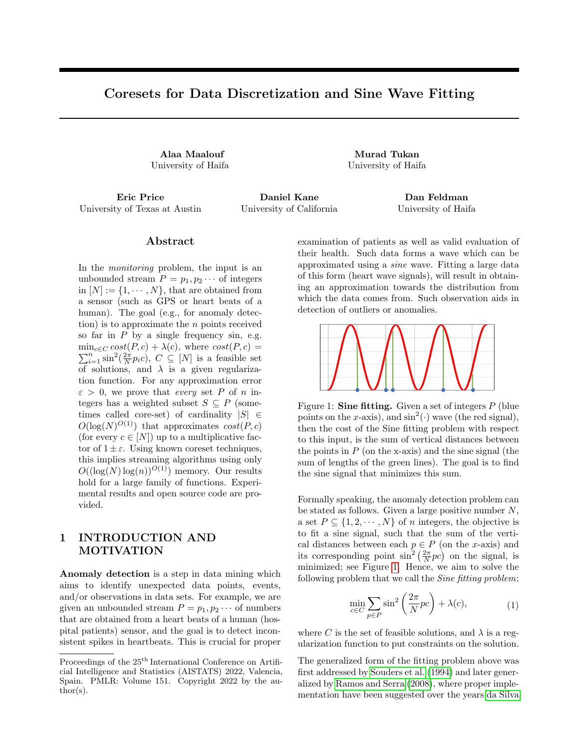# Coresets for Data Discretization and Sine Wave Fitting

**Alaa Maalouf**
University of Haifa

**Murad Tukan**
University of Haifa

**Eric Price**
University of Texas at Austin

**Daniel Kane**
University of California

**Dan Feldman**
University of Haifa

## Abstract

In the *monitoring* problem, the input is an unbounded stream $P = p_1, p_2 \cdots$ of integers in $[N] := \{1, \cdots, N\}$, that are obtained from a sensor (such as GPS or heart beats of a human). The goal (e.g., for anomaly detection) is to approximate the $n$ points received so far in $P$ by a single frequency sin, e.g. $\min_{c \in C} cost(P, c) + \lambda(c)$, where $cost(P, c) = \sum_{i=1}^{n} \sin^2(\frac{2\pi}{N} p_i c)$, $C \subseteq [N]$ is a feasible set of solutions, and $\lambda$ is a given regularization function. For any approximation error $\varepsilon > 0$, we prove that *every* set $P$ of $n$ integers has a weighted subset $S \subseteq P$ (sometimes called core-set) of cardinality $|S| \in O(\log(N)^{O(1)})$ that approximates $cost(P, c)$ (for every $c \in [N]$) up to a multiplicative factor of $1 \pm \varepsilon$. Using known coreset techniques, this implies streaming algorithms using only $O((\log(N) \log(n))^{O(1)})$ memory. Our results hold for a large family of functions. Experimental results and open source code are provided.

## 1 INTRODUCTION AND MOTIVATION

**Anomaly detection** is a step in data mining which aims to identify unexpected data points, events, and/or observations in data sets. For example, we are given an unbounded stream $P = p_1, p_2 \cdots$ of numbers that are obtained from a heart beats of a human (hospital patients) sensor, and the goal is to detect inconsistent spikes in heartbeats. This is crucial for proper examination of patients as well as valid evaluation of their health. Such data forms a wave which can be approximated using a *sine* wave. Fitting a large data of this form (heart wave signals), will result in obtaining an approximation towards the distribution from which the data comes from. Such observation aids in detection of outliers or anomalies.

Figure 1: **Sine fitting.** Given a set of integers $P$ (blue points on the $x$-axis), and $\sin^2(\cdot)$ wave (the red signal), then the cost of the Sine fitting problem with respect to this input, is the sum of vertical distances between the points in $P$ (on the x-axis) and the sine signal (the sum of lengths of the green lines). The goal is to find the sine signal that minimizes this sum.

Formally speaking, the anomaly detection problem can be stated as follows. Given a large positive number $N$, a set $P \subseteq \{1, 2, \cdots, N\}$ of $n$ integers, the objective is to fit a sine signal, such that the sum of the vertical distances between each $p \in P$ (on the $x$-axis) and its corresponding point $\sin^2\left(\frac{2\pi}{N} pc\right)$ on the signal, is minimized; see Figure 1. Hence, we aim to solve the following problem that we call the *Sine fitting problem*:

$$\min_{c \in C} \sum_{p \in P} \sin^2\left(\frac{2\pi}{N} pc\right) + \lambda(c), \tag{1}$$

where $C$ is the set of feasible solutions, and $\lambda$ is a regularization function to put constraints on the solution.

The generalized form of the fitting problem above was first addressed by Souders et al. (1994) and later generalized by Ramos and Serra (2008), where proper implementation have been suggested over the years da Silva

Proceedings of the 25[th] International Conference on Artificial Intelligence and Statistics (AISTATS) 2022, Valencia, Spain. PMLR: Volume 151. Copyright 2022 by the author(s).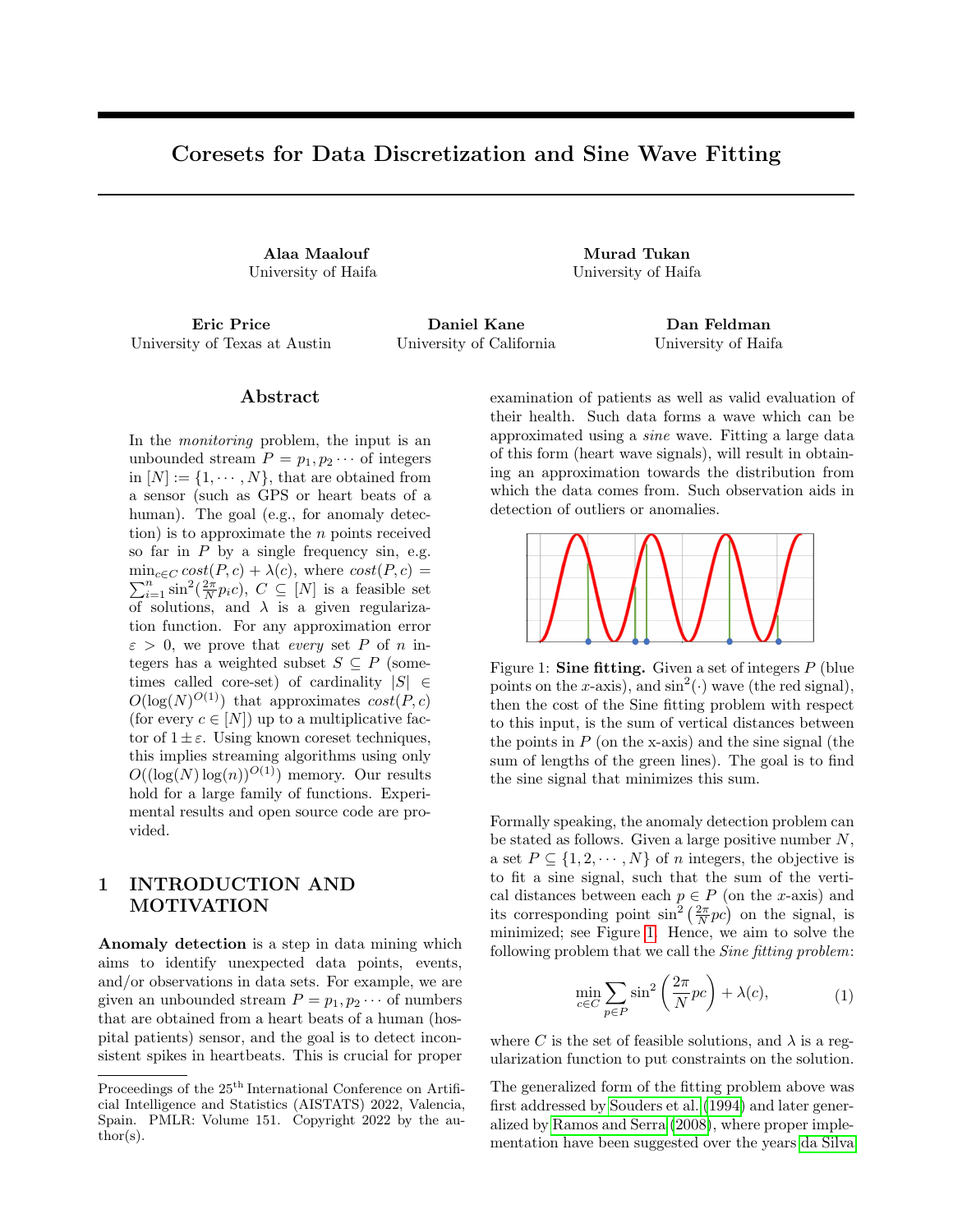# Coresets for Data Discretization and Sine Wave Fitting

**Alaa Maalouf**
University of Haifa

**Murad Tukan**
University of Haifa

**Eric Price**
University of Texas at Austin

**Daniel Kane**
University of California

**Dan Feldman**
University of Haifa

## Abstract

In the *monitoring* problem, the input is an unbounded stream $P = p_1, p_2 \cdots$ of integers in $[N] := \{1, \cdots, N\}$, that are obtained from a sensor (such as GPS or heart beats of a human). The goal (e.g., for anomaly detection) is to approximate the $n$ points received so far in $P$ by a single frequency sin, e.g. $\min_{c \in C} cost(P, c) + \lambda(c)$, where $cost(P, c) = \sum_{i=1}^{n} \sin^2(\frac{2\pi}{N} p_i c)$, $C \subseteq [N]$ is a feasible set of solutions, and $\lambda$ is a given regularization function. For any approximation error $\varepsilon > 0$, we prove that *every* set $P$ of $n$ integers has a weighted subset $S \subseteq P$ (sometimes called core-set) of cardinality $|S| \in O(\log(N)^{O(1)})$ that approximates $cost(P, c)$ (for every $c \in [N]$) up to a multiplicative factor of $1 \pm \varepsilon$. Using known coreset techniques, this implies streaming algorithms using only $O((\log(N)\log(n))^{O(1)})$ memory. Our results hold for a large family of functions. Experimental results and open source code are provided.

## 1 INTRODUCTION AND MOTIVATION

**Anomaly detection** is a step in data mining which aims to identify unexpected data points, events, and/or observations in data sets. For example, we are given an unbounded stream $P = p_1, p_2 \cdots$ of numbers that are obtained from a heart beats of a human (hospital patients) sensor, and the goal is to detect inconsistent spikes in heartbeats. This is crucial for proper examination of patients as well as valid evaluation of their health. Such data forms a wave which can be approximated using a *sine* wave. Fitting a large data of this form (heart wave signals), will result in obtaining an approximation towards the distribution from which the data comes from. Such observation aids in detection of outliers or anomalies.

Figure 1: **Sine fitting.** Given a set of integers $P$ (blue points on the $x$-axis), and $\sin^2(\cdot)$ wave (the red signal), then the cost of the Sine fitting problem with respect to this input, is the sum of vertical distances between the points in $P$ (on the x-axis) and the sine signal (the sum of lengths of the green lines). The goal is to find the sine signal that minimizes this sum.

Formally speaking, the anomaly detection problem can be stated as follows. Given a large positive number $N$, a set $P \subseteq \{1, 2, \cdots, N\}$ of $n$ integers, the objective is to fit a sine signal, such that the sum of the vertical distances between each $p \in P$ (on the $x$-axis) and its corresponding point $\sin^2\left(\frac{2\pi}{N} pc\right)$ on the signal, is minimized; see Figure 1. Hence, we aim to solve the following problem that we call the *Sine fitting problem*:

$$\min_{c \in C} \sum_{p \in P} \sin^2\left(\frac{2\pi}{N} pc\right) + \lambda(c), \tag{1}$$

where $C$ is the set of feasible solutions, and $\lambda$ is a regularization function to put constraints on the solution.

The generalized form of the fitting problem above was first addressed by Souders et al. (1994) and later generalized by Ramos and Serra (2008), where proper implementation have been suggested over the years da Silva

---

Proceedings of the 25[th] International Conference on Artificial Intelligence and Statistics (AISTATS) 2022, Valencia, Spain. PMLR: Volume 151. Copyright 2022 by the author(s).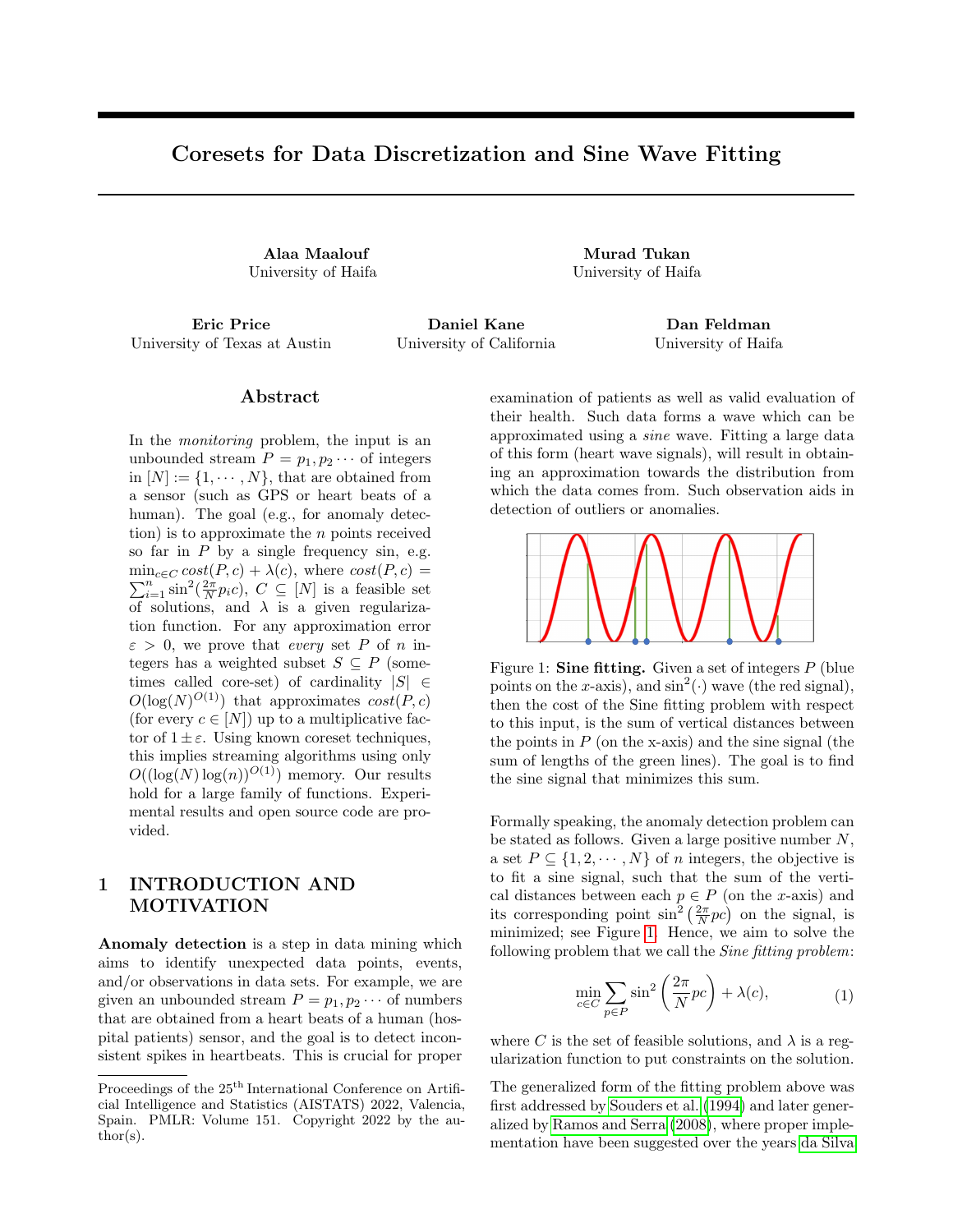# Coresets for Data Discretization and Sine Wave Fitting

**Alaa Maalouf**
University of Haifa

**Murad Tukan**
University of Haifa

**Eric Price**
University of Texas at Austin

**Daniel Kane**
University of California

**Dan Feldman**
University of Haifa

## Abstract

In the *monitoring* problem, the input is an unbounded stream $P = p_1, p_2 \cdots$ of integers in $[N] := \{1, \cdots, N\}$, that are obtained from a sensor (such as GPS or heart beats of a human). The goal (e.g., for anomaly detection) is to approximate the $n$ points received so far in $P$ by a single frequency sin, e.g. $\min_{c \in C} cost(P, c) + \lambda(c)$, where $cost(P, c) = \sum_{i=1}^{n} \sin^2(\frac{2\pi}{N} p_i c)$, $C \subseteq [N]$ is a feasible set of solutions, and $\lambda$ is a given regularization function. For any approximation error $\varepsilon > 0$, we prove that *every* set $P$ of $n$ integers has a weighted subset $S \subseteq P$ (sometimes called core-set) of cardinality $|S| \in O(\log(N)^{O(1)})$ that approximates $cost(P, c)$ (for every $c \in [N]$) up to a multiplicative factor of $1 \pm \varepsilon$. Using known coreset techniques, this implies streaming algorithms using only $O((\log(N) \log(n))^{O(1)})$ memory. Our results hold for a large family of functions. Experimental results and open source code are provided.

## 1 INTRODUCTION AND MOTIVATION

**Anomaly detection** is a step in data mining which aims to identify unexpected data points, events, and/or observations in data sets. For example, we are given an unbounded stream $P = p_1, p_2 \cdots$ of numbers that are obtained from a heart beats of a human (hospital patients) sensor, and the goal is to detect inconsistent spikes in heartbeats. This is crucial for proper examination of patients as well as valid evaluation of their health. Such data forms a wave which can be approximated using a *sine* wave. Fitting a large data of this form (heart wave signals), will result in obtaining an approximation towards the distribution from which the data comes from. Such observation aids in detection of outliers or anomalies.

Figure 1: **Sine fitting.** Given a set of integers $P$ (blue points on the $x$-axis), and $\sin^2(\cdot)$ wave (the red signal), then the cost of the Sine fitting problem with respect to this input, is the sum of vertical distances between the points in $P$ (on the x-axis) and the sine signal (the sum of lengths of the green lines). The goal is to find the sine signal that minimizes this sum.

Formally speaking, the anomaly detection problem can be stated as follows. Given a large positive number $N$, a set $P \subseteq \{1, 2, \cdots, N\}$ of $n$ integers, the objective is to fit a sine signal, such that the sum of the vertical distances between each $p \in P$ (on the $x$-axis) and its corresponding point $\sin^2\left(\frac{2\pi}{N} pc\right)$ on the signal, is minimized; see Figure 1. Hence, we aim to solve the following problem that we call the *Sine fitting problem*:

$$\min_{c \in C} \sum_{p \in P} \sin^2\left(\frac{2\pi}{N} pc\right) + \lambda(c), \tag{1}$$

where $C$ is the set of feasible solutions, and $\lambda$ is a regularization function to put constraints on the solution.

The generalized form of the fitting problem above was first addressed by Souders et al. (1994) and later generalized by Ramos and Serra (2008), where proper implementation have been suggested over the years da Silva

Proceedings of the 25[th] International Conference on Artificial Intelligence and Statistics (AISTATS) 2022, Valencia, Spain. PMLR: Volume 151. Copyright 2022 by the author(s).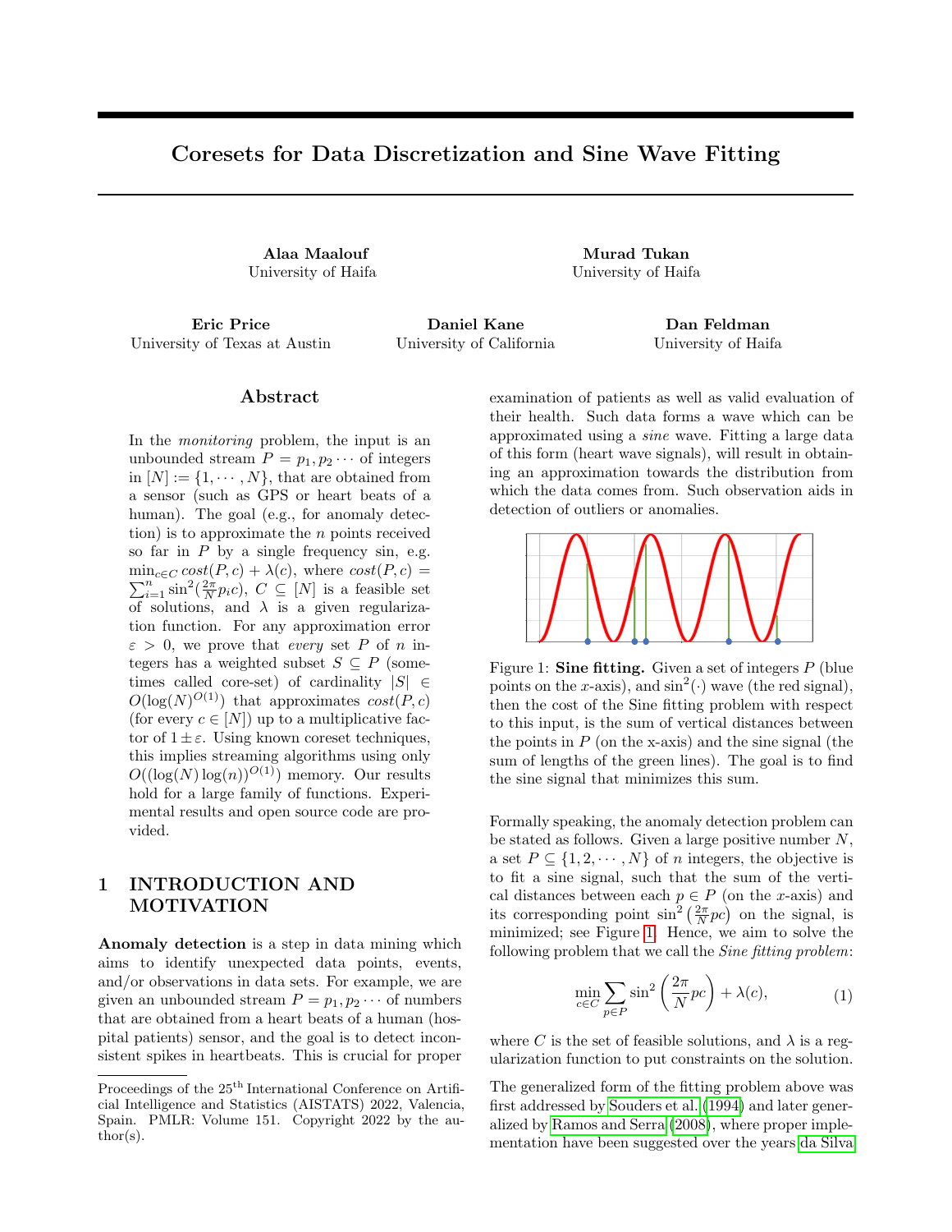# Coresets for Data Discretization and Sine Wave Fitting

**Alaa Maalouf**
University of Haifa

**Murad Tukan**
University of Haifa

**Eric Price**
University of Texas at Austin

**Daniel Kane**
University of California

**Dan Feldman**
University of Haifa

## Abstract

In the *monitoring* problem, the input is an unbounded stream $P = p_1, p_2 \cdots$ of integers in $[N] := \{1, \cdots, N\}$, that are obtained from a sensor (such as GPS or heart beats of a human). The goal (e.g., for anomaly detection) is to approximate the $n$ points received so far in $P$ by a single frequency sin, e.g. $\min_{c \in C} cost(P, c) + \lambda(c)$, where $cost(P, c) = \sum_{i=1}^{n} \sin^2(\frac{2\pi}{N} p_i c)$, $C \subseteq [N]$ is a feasible set of solutions, and $\lambda$ is a given regularization function. For any approximation error $\varepsilon > 0$, we prove that *every* set $P$ of $n$ integers has a weighted subset $S \subseteq P$ (sometimes called core-set) of cardinality $|S| \in O(\log(N)^{O(1)})$ that approximates $cost(P, c)$ (for every $c \in [N]$) up to a multiplicative factor of $1 \pm \varepsilon$. Using known coreset techniques, this implies streaming algorithms using only $O((\log(N) \log(n))^{O(1)})$ memory. Our results hold for a large family of functions. Experimental results and open source code are provided.

## 1 INTRODUCTION AND MOTIVATION

**Anomaly detection** is a step in data mining which aims to identify unexpected data points, events, and/or observations in data sets. For example, we are given an unbounded stream $P = p_1, p_2 \cdots$ of numbers that are obtained from a heart beats of a human (hospital patients) sensor, and the goal is to detect inconsistent spikes in heartbeats. This is crucial for proper examination of patients as well as valid evaluation of their health. Such data forms a wave which can be approximated using a *sine* wave. Fitting a large data of this form (heart wave signals), will result in obtaining an approximation towards the distribution from which the data comes from. Such observation aids in detection of outliers or anomalies.

Figure 1: **Sine fitting.** Given a set of integers $P$ (blue points on the $x$-axis), and $\sin^2(\cdot)$ wave (the red signal), then the cost of the Sine fitting problem with respect to this input, is the sum of vertical distances between the points in $P$ (on the x-axis) and the sine signal (the sum of lengths of the green lines). The goal is to find the sine signal that minimizes this sum.

Formally speaking, the anomaly detection problem can be stated as follows. Given a large positive number $N$, a set $P \subseteq \{1, 2, \cdots, N\}$ of $n$ integers, the objective is to fit a sine signal, such that the sum of the vertical distances between each $p \in P$ (on the $x$-axis) and its corresponding point $\sin^2\left(\frac{2\pi}{N} pc\right)$ on the signal, is minimized; see Figure 1. Hence, we aim to solve the following problem that we call the *Sine fitting problem*:

$$\min_{c \in C} \sum_{p \in P} \sin^2\left(\frac{2\pi}{N} pc\right) + \lambda(c), \tag{1}$$

where $C$ is the set of feasible solutions, and $\lambda$ is a regularization function to put constraints on the solution.

The generalized form of the fitting problem above was first addressed by Souders et al. (1994) and later generalized by Ramos and Serra (2008), where proper implementation have been suggested over the years da Silva

Proceedings of the 25[th] International Conference on Artificial Intelligence and Statistics (AISTATS) 2022, Valencia, Spain. PMLR: Volume 151. Copyright 2022 by the author(s).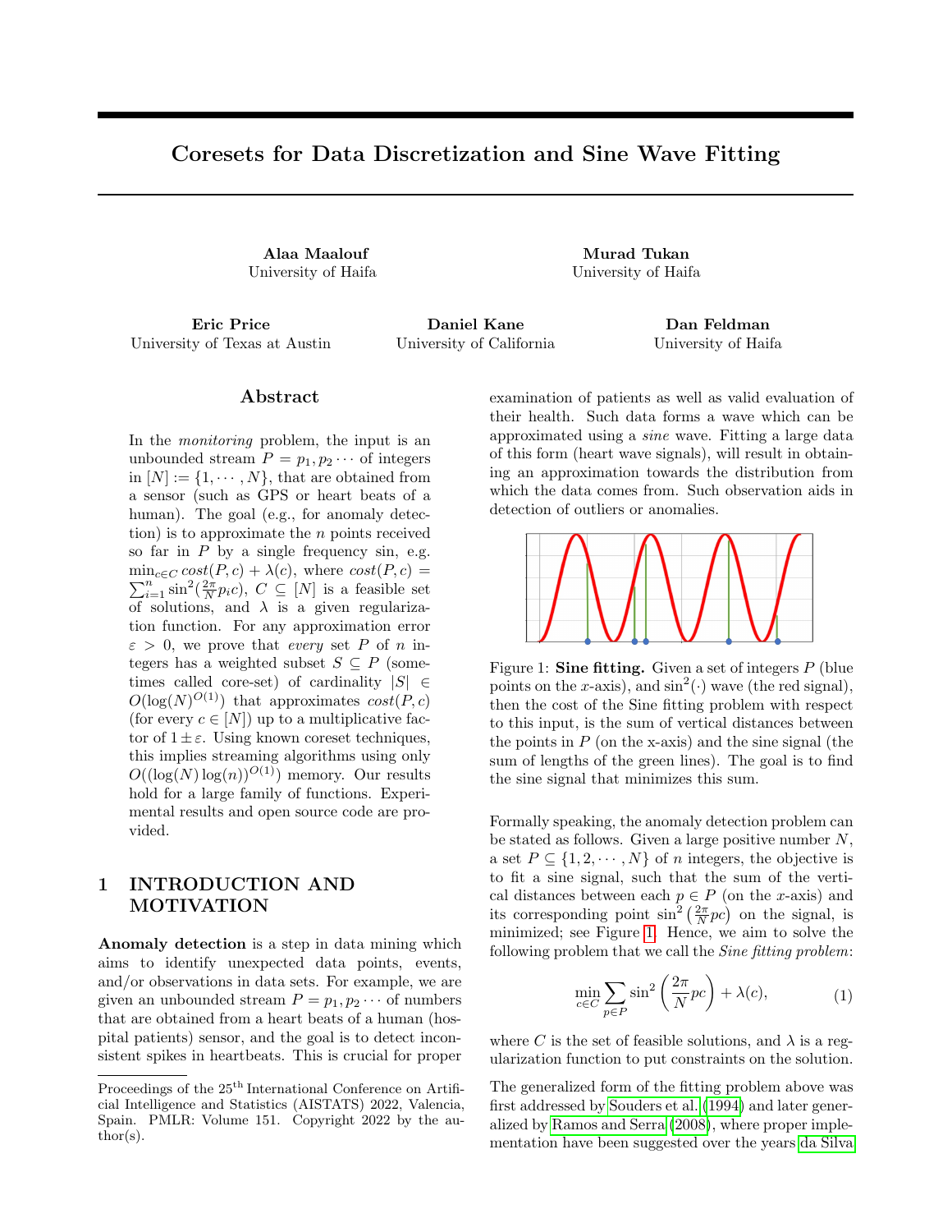# Coresets for Data Discretization and Sine Wave Fitting

**Alaa Maalouf**
University of Haifa

**Murad Tukan**
University of Haifa

**Eric Price**
University of Texas at Austin

**Daniel Kane**
University of California

**Dan Feldman**
University of Haifa

## Abstract

In the *monitoring* problem, the input is an unbounded stream $P = p_1, p_2 \cdots$ of integers in $[N] := \{1, \cdots, N\}$, that are obtained from a sensor (such as GPS or heart beats of a human). The goal (e.g., for anomaly detection) is to approximate the $n$ points received so far in $P$ by a single frequency sin, e.g. $\min_{c \in C} cost(P, c) + \lambda(c)$, where $cost(P, c) = \sum_{i=1}^{n} \sin^2(\frac{2\pi}{N} p_i c)$, $C \subseteq [N]$ is a feasible set of solutions, and $\lambda$ is a given regularization function. For any approximation error $\varepsilon > 0$, we prove that *every* set $P$ of $n$ integers has a weighted subset $S \subseteq P$ (sometimes called core-set) of cardinality $|S| \in O(\log(N)^{O(1)})$ that approximates $cost(P, c)$ (for every $c \in [N]$) up to a multiplicative factor of $1 \pm \varepsilon$. Using known coreset techniques, this implies streaming algorithms using only $O((\log(N)\log(n))^{O(1)})$ memory. Our results hold for a large family of functions. Experimental results and open source code are provided.

## 1 INTRODUCTION AND MOTIVATION

**Anomaly detection** is a step in data mining which aims to identify unexpected data points, events, and/or observations in data sets. For example, we are given an unbounded stream $P = p_1, p_2 \cdots$ of numbers that are obtained from a heart beats of a human (hospital patients) sensor, and the goal is to detect inconsistent spikes in heartbeats. This is crucial for proper examination of patients as well as valid evaluation of their health. Such data forms a wave which can be approximated using a *sine* wave. Fitting a large data of this form (heart wave signals), will result in obtaining an approximation towards the distribution from which the data comes from. Such observation aids in detection of outliers or anomalies.

Figure 1: **Sine fitting.** Given a set of integers $P$ (blue points on the $x$-axis), and $\sin^2(\cdot)$ wave (the red signal), then the cost of the Sine fitting problem with respect to this input, is the sum of vertical distances between the points in $P$ (on the x-axis) and the sine signal (the sum of lengths of the green lines). The goal is to find the sine signal that minimizes this sum.

Formally speaking, the anomaly detection problem can be stated as follows. Given a large positive number $N$, a set $P \subseteq \{1, 2, \cdots, N\}$ of $n$ integers, the objective is to fit a sine signal, such that the sum of the vertical distances between each $p \in P$ (on the $x$-axis) and its corresponding point $\sin^2\left(\frac{2\pi}{N} pc\right)$ on the signal, is minimized; see Figure 1. Hence, we aim to solve the following problem that we call the *Sine fitting problem*:

$$\min_{c \in C} \sum_{p \in P} \sin^2\left(\frac{2\pi}{N} pc\right) + \lambda(c), \tag{1}$$

where $C$ is the set of feasible solutions, and $\lambda$ is a regularization function to put constraints on the solution.

The generalized form of the fitting problem above was first addressed by Souders et al. (1994) and later generalized by Ramos and Serra (2008), where proper implementation have been suggested over the years da Silva

Proceedings of the 25[th] International Conference on Artificial Intelligence and Statistics (AISTATS) 2022, Valencia, Spain. PMLR: Volume 151. Copyright 2022 by the author(s).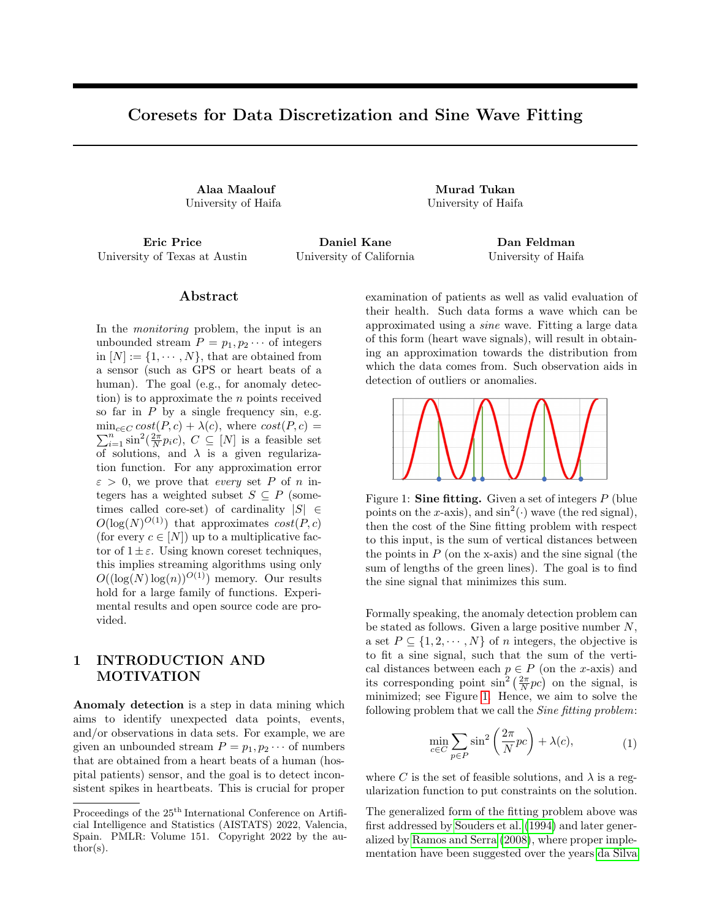# Coresets for Data Discretization and Sine Wave Fitting

**Alaa Maalouf**
University of Haifa

**Murad Tukan**
University of Haifa

**Eric Price**
University of Texas at Austin

**Daniel Kane**
University of California

**Dan Feldman**
University of Haifa

## Abstract

In the *monitoring* problem, the input is an unbounded stream $P = p_1, p_2 \cdots$ of integers in $[N] := \{1, \cdots, N\}$, that are obtained from a sensor (such as GPS or heart beats of a human). The goal (e.g., for anomaly detection) is to approximate the $n$ points received so far in $P$ by a single frequency sin, e.g. $\min_{c \in C} cost(P, c) + \lambda(c)$, where $cost(P, c) = \sum_{i=1}^{n} \sin^2(\frac{2\pi}{N} p_i c)$, $C \subseteq [N]$ is a feasible set of solutions, and $\lambda$ is a given regularization function. For any approximation error $\varepsilon > 0$, we prove that *every* set $P$ of $n$ integers has a weighted subset $S \subseteq P$ (sometimes called core-set) of cardinality $|S| \in O(\log(N)^{O(1)})$ that approximates $cost(P, c)$ (for every $c \in [N]$) up to a multiplicative factor of $1 \pm \varepsilon$. Using known coreset techniques, this implies streaming algorithms using only $O((\log(N)\log(n))^{O(1)})$ memory. Our results hold for a large family of functions. Experimental results and open source code are provided.

## 1 INTRODUCTION AND MOTIVATION

**Anomaly detection** is a step in data mining which aims to identify unexpected data points, events, and/or observations in data sets. For example, we are given an unbounded stream $P = p_1, p_2 \cdots$ of numbers that are obtained from a heart beats of a human (hospital patients) sensor, and the goal is to detect inconsistent spikes in heartbeats. This is crucial for proper examination of patients as well as valid evaluation of their health. Such data forms a wave which can be approximated using a *sine* wave. Fitting a large data of this form (heart wave signals), will result in obtaining an approximation towards the distribution from which the data comes from. Such observation aids in detection of outliers or anomalies.

Figure 1: **Sine fitting.** Given a set of integers $P$ (blue points on the $x$-axis), and $\sin^2(\cdot)$ wave (the red signal), then the cost of the Sine fitting problem with respect to this input, is the sum of vertical distances between the points in $P$ (on the x-axis) and the sine signal (the sum of lengths of the green lines). The goal is to find the sine signal that minimizes this sum.

Formally speaking, the anomaly detection problem can be stated as follows. Given a large positive number $N$, a set $P \subseteq \{1, 2, \cdots, N\}$ of $n$ integers, the objective is to fit a sine signal, such that the sum of the vertical distances between each $p \in P$ (on the $x$-axis) and its corresponding point $\sin^2\left(\frac{2\pi}{N} pc\right)$ on the signal, is minimized; see Figure 1. Hence, we aim to solve the following problem that we call the *Sine fitting problem*:

$$\min_{c \in C} \sum_{p \in P} \sin^2\left(\frac{2\pi}{N} pc\right) + \lambda(c), \tag{1}$$

where $C$ is the set of feasible solutions, and $\lambda$ is a regularization function to put constraints on the solution.

The generalized form of the fitting problem above was first addressed by Souders et al. (1994) and later generalized by Ramos and Serra (2008), where proper implementation have been suggested over the years da Silva

Proceedings of the 25[th] International Conference on Artificial Intelligence and Statistics (AISTATS) 2022, Valencia, Spain. PMLR: Volume 151. Copyright 2022 by the author(s).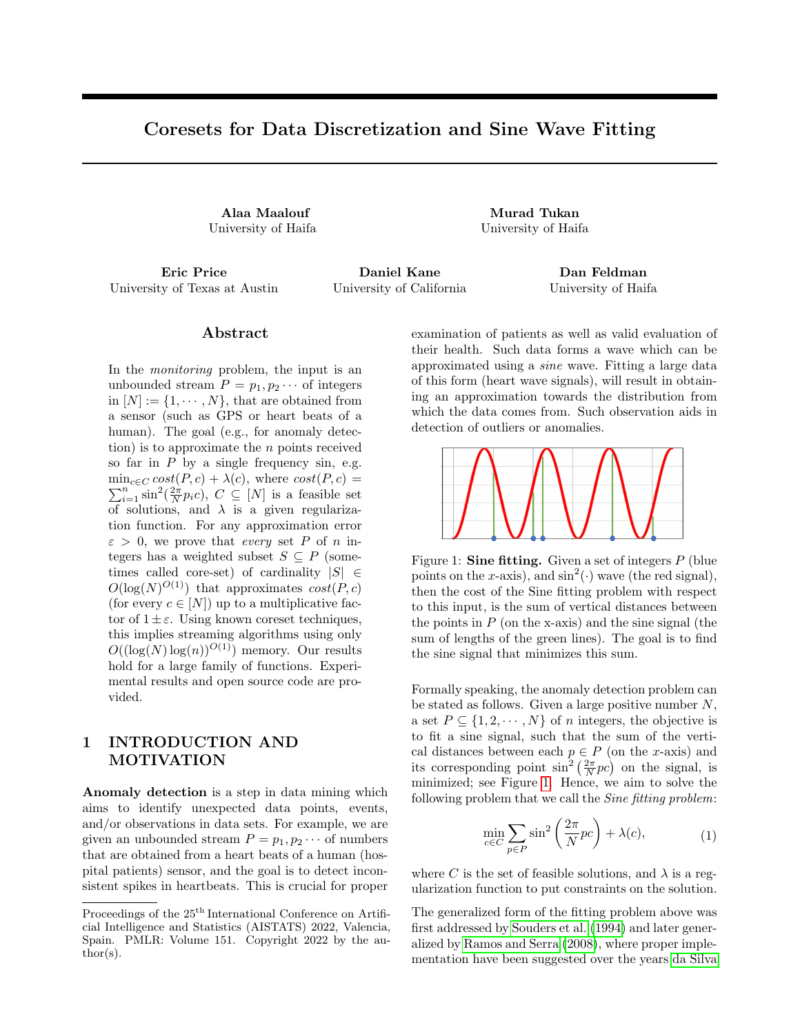# Coresets for Data Discretization and Sine Wave Fitting

**Alaa Maalouf**
University of Haifa

**Murad Tukan**
University of Haifa

**Eric Price**
University of Texas at Austin

**Daniel Kane**
University of California

**Dan Feldman**
University of Haifa

## Abstract

In the *monitoring* problem, the input is an unbounded stream $P = p_1, p_2 \cdots$ of integers in $[N] := \{1, \cdots, N\}$, that are obtained from a sensor (such as GPS or heart beats of a human). The goal (e.g., for anomaly detection) is to approximate the $n$ points received so far in $P$ by a single frequency sin, e.g. $\min_{c \in C} cost(P, c) + \lambda(c)$, where $cost(P, c) = \sum_{i=1}^{n} \sin^2(\frac{2\pi}{N} p_i c)$, $C \subseteq [N]$ is a feasible set of solutions, and $\lambda$ is a given regularization function. For any approximation error $\varepsilon > 0$, we prove that *every* set $P$ of $n$ integers has a weighted subset $S \subseteq P$ (sometimes called core-set) of cardinality $|S| \in O(\log(N)^{O(1)})$ that approximates $cost(P, c)$ (for every $c \in [N]$) up to a multiplicative factor of $1 \pm \varepsilon$. Using known coreset techniques, this implies streaming algorithms using only $O((\log(N) \log(n))^{O(1)})$ memory. Our results hold for a large family of functions. Experimental results and open source code are provided.

## 1 INTRODUCTION AND MOTIVATION

**Anomaly detection** is a step in data mining which aims to identify unexpected data points, events, and/or observations in data sets. For example, we are given an unbounded stream $P = p_1, p_2 \cdots$ of numbers that are obtained from a heart beats of a human (hospital patients) sensor, and the goal is to detect inconsistent spikes in heartbeats. This is crucial for proper examination of patients as well as valid evaluation of their health. Such data forms a wave which can be approximated using a *sine* wave. Fitting a large data of this form (heart wave signals), will result in obtaining an approximation towards the distribution from which the data comes from. Such observation aids in detection of outliers or anomalies.

Figure 1: **Sine fitting.** Given a set of integers $P$ (blue points on the $x$-axis), and $\sin^2(\cdot)$ wave (the red signal), then the cost of the Sine fitting problem with respect to this input, is the sum of vertical distances between the points in $P$ (on the x-axis) and the sine signal (the sum of lengths of the green lines). The goal is to find the sine signal that minimizes this sum.

Formally speaking, the anomaly detection problem can be stated as follows. Given a large positive number $N$, a set $P \subseteq \{1, 2, \cdots, N\}$ of $n$ integers, the objective is to fit a sine signal, such that the sum of the vertical distances between each $p \in P$ (on the $x$-axis) and its corresponding point $\sin^2\left(\frac{2\pi}{N} pc\right)$ on the signal, is minimized; see Figure 1. Hence, we aim to solve the following problem that we call the *Sine fitting problem*:

$$\min_{c \in C} \sum_{p \in P} \sin^2\left(\frac{2\pi}{N} pc\right) + \lambda(c), \tag{1}$$

where $C$ is the set of feasible solutions, and $\lambda$ is a regularization function to put constraints on the solution.

The generalized form of the fitting problem above was first addressed by Souders et al. (1994) and later generalized by Ramos and Serra (2008), where proper implementation have been suggested over the years da Silva

Proceedings of the 25[th] International Conference on Artificial Intelligence and Statistics (AISTATS) 2022, Valencia, Spain. PMLR: Volume 151. Copyright 2022 by the author(s).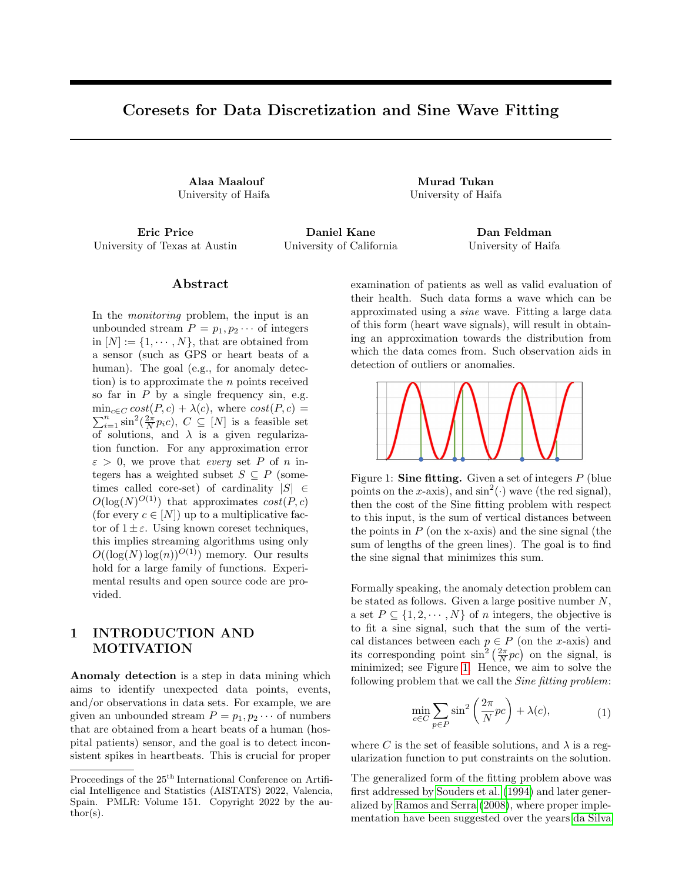# Coresets for Data Discretization and Sine Wave Fitting

**Alaa Maalouf**
University of Haifa

**Murad Tukan**
University of Haifa

**Eric Price**
University of Texas at Austin

**Daniel Kane**
University of California

**Dan Feldman**
University of Haifa

## Abstract

In the *monitoring* problem, the input is an unbounded stream $P = p_1, p_2 \cdots$ of integers in $[N] := \{1, \cdots, N\}$, that are obtained from a sensor (such as GPS or heart beats of a human). The goal (e.g., for anomaly detection) is to approximate the $n$ points received so far in $P$ by a single frequency sin, e.g. $\min_{c \in C} cost(P, c) + \lambda(c)$, where $cost(P, c) = \sum_{i=1}^{n} \sin^2(\frac{2\pi}{N} p_i c)$, $C \subseteq [N]$ is a feasible set of solutions, and $\lambda$ is a given regularization function. For any approximation error $\varepsilon > 0$, we prove that *every* set $P$ of $n$ integers has a weighted subset $S \subseteq P$ (sometimes called core-set) of cardinality $|S| \in O(\log(N)^{O(1)})$ that approximates $cost(P, c)$ (for every $c \in [N]$) up to a multiplicative factor of $1 \pm \varepsilon$. Using known coreset techniques, this implies streaming algorithms using only $O((\log(N) \log(n))^{O(1)})$ memory. Our results hold for a large family of functions. Experimental results and open source code are provided.

## 1 INTRODUCTION AND MOTIVATION

**Anomaly detection** is a step in data mining which aims to identify unexpected data points, events, and/or observations in data sets. For example, we are given an unbounded stream $P = p_1, p_2 \cdots$ of numbers that are obtained from a heart beats of a human (hospital patients) sensor, and the goal is to detect inconsistent spikes in heartbeats. This is crucial for proper examination of patients as well as valid evaluation of their health. Such data forms a wave which can be approximated using a *sine* wave. Fitting a large data of this form (heart wave signals), will result in obtaining an approximation towards the distribution from which the data comes from. Such observation aids in detection of outliers or anomalies.

Figure 1: **Sine fitting.** Given a set of integers $P$ (blue points on the $x$-axis), and $\sin^2(\cdot)$ wave (the red signal), then the cost of the Sine fitting problem with respect to this input, is the sum of vertical distances between the points in $P$ (on the x-axis) and the sine signal (the sum of lengths of the green lines). The goal is to find the sine signal that minimizes this sum.

Formally speaking, the anomaly detection problem can be stated as follows. Given a large positive number $N$, a set $P \subseteq \{1, 2, \cdots, N\}$ of $n$ integers, the objective is to fit a sine signal, such that the sum of the vertical distances between each $p \in P$ (on the $x$-axis) and its corresponding point $\sin^2\left(\frac{2\pi}{N} pc\right)$ on the signal, is minimized; see Figure 1. Hence, we aim to solve the following problem that we call the *Sine fitting problem*:

$$\min_{c \in C} \sum_{p \in P} \sin^2\left(\frac{2\pi}{N} pc\right) + \lambda(c), \tag{1}$$

where $C$ is the set of feasible solutions, and $\lambda$ is a regularization function to put constraints on the solution.

The generalized form of the fitting problem above was first addressed by Souders et al. (1994) and later generalized by Ramos and Serra (2008), where proper implementation have been suggested over the years da Silva

Proceedings of the 25[th] International Conference on Artificial Intelligence and Statistics (AISTATS) 2022, Valencia, Spain. PMLR: Volume 151. Copyright 2022 by the author(s).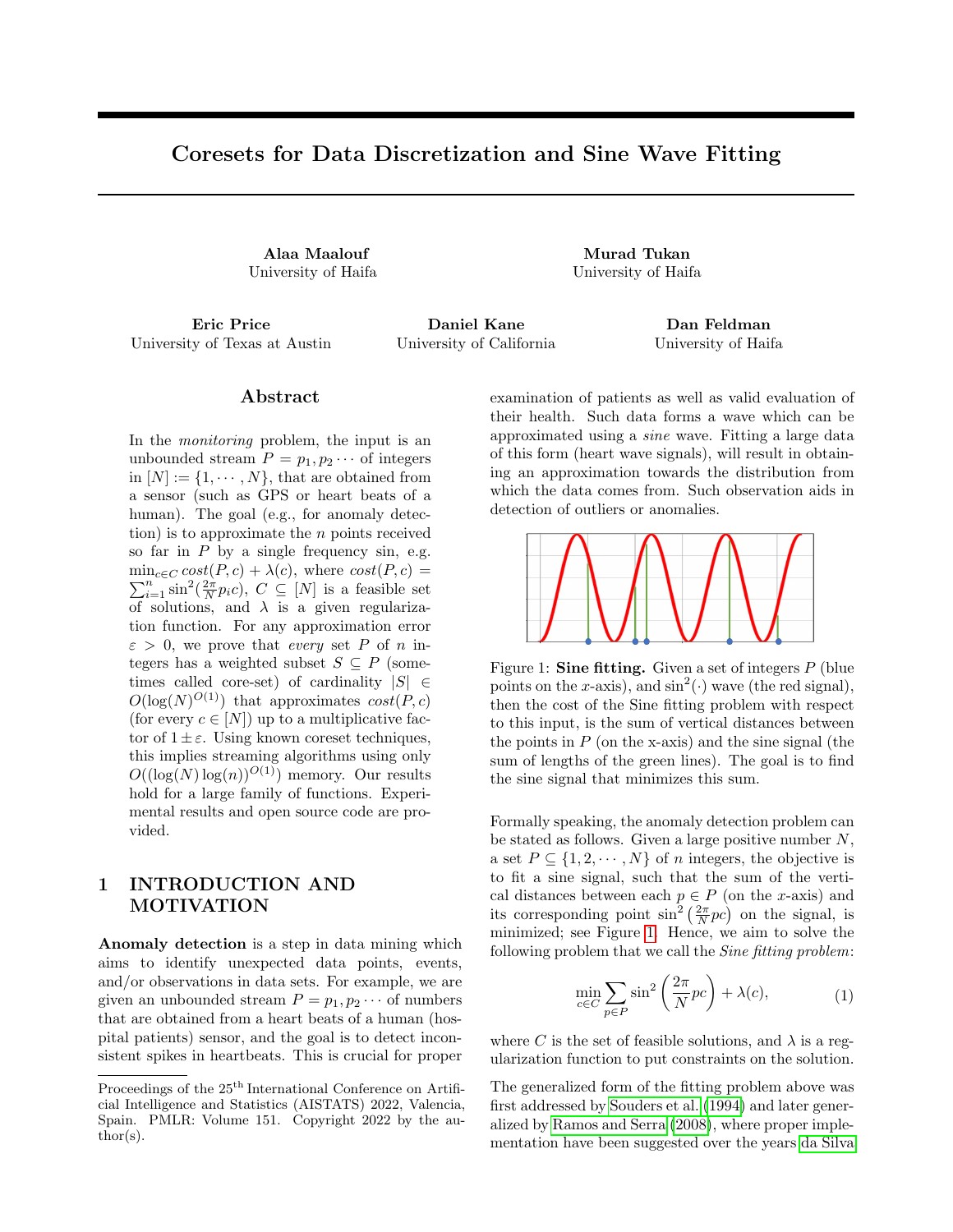# Coresets for Data Discretization and Sine Wave Fitting

**Alaa Maalouf**
University of Haifa

**Murad Tukan**
University of Haifa

**Eric Price**
University of Texas at Austin

**Daniel Kane**
University of California

**Dan Feldman**
University of Haifa

## Abstract

In the *monitoring* problem, the input is an unbounded stream $P = p_1, p_2 \cdots$ of integers in $[N] := \{1, \cdots, N\}$, that are obtained from a sensor (such as GPS or heart beats of a human). The goal (e.g., for anomaly detection) is to approximate the $n$ points received so far in $P$ by a single frequency sin, e.g. $\min_{c \in C} cost(P, c) + \lambda(c)$, where $cost(P, c) = \sum_{i=1}^{n} \sin^2(\frac{2\pi}{N} p_i c)$, $C \subseteq [N]$ is a feasible set of solutions, and $\lambda$ is a given regularization function. For any approximation error $\varepsilon > 0$, we prove that *every* set $P$ of $n$ integers has a weighted subset $S \subseteq P$ (sometimes called core-set) of cardinality $|S| \in O(\log(N)^{O(1)})$ that approximates $cost(P, c)$ (for every $c \in [N]$) up to a multiplicative factor of $1 \pm \varepsilon$. Using known coreset techniques, this implies streaming algorithms using only $O((\log(N) \log(n))^{O(1)})$ memory. Our results hold for a large family of functions. Experimental results and open source code are provided.

## 1 INTRODUCTION AND MOTIVATION

**Anomaly detection** is a step in data mining which aims to identify unexpected data points, events, and/or observations in data sets. For example, we are given an unbounded stream $P = p_1, p_2 \cdots$ of numbers that are obtained from a heart beats of a human (hospital patients) sensor, and the goal is to detect inconsistent spikes in heartbeats. This is crucial for proper examination of patients as well as valid evaluation of their health. Such data forms a wave which can be approximated using a *sine* wave. Fitting a large data of this form (heart wave signals), will result in obtaining an approximation towards the distribution from which the data comes from. Such observation aids in detection of outliers or anomalies.

Figure 1: **Sine fitting.** Given a set of integers $P$ (blue points on the $x$-axis), and $\sin^2(\cdot)$ wave (the red signal), then the cost of the Sine fitting problem with respect to this input, is the sum of vertical distances between the points in $P$ (on the x-axis) and the sine signal (the sum of lengths of the green lines). The goal is to find the sine signal that minimizes this sum.

Formally speaking, the anomaly detection problem can be stated as follows. Given a large positive number $N$, a set $P \subseteq \{1, 2, \cdots, N\}$ of $n$ integers, the objective is to fit a sine signal, such that the sum of the vertical distances between each $p \in P$ (on the $x$-axis) and its corresponding point $\sin^2\left(\frac{2\pi}{N} pc\right)$ on the signal, is minimized; see Figure 1. Hence, we aim to solve the following problem that we call the *Sine fitting problem*:

$$\min_{c \in C} \sum_{p \in P} \sin^2\left(\frac{2\pi}{N} pc\right) + \lambda(c), \tag{1}$$

where $C$ is the set of feasible solutions, and $\lambda$ is a regularization function to put constraints on the solution.

The generalized form of the fitting problem above was first addressed by Souders et al. (1994) and later generalized by Ramos and Serra (2008), where proper implementation have been suggested over the years da Silva

Proceedings of the 25[th] International Conference on Artificial Intelligence and Statistics (AISTATS) 2022, Valencia, Spain. PMLR: Volume 151. Copyright 2022 by the author(s).